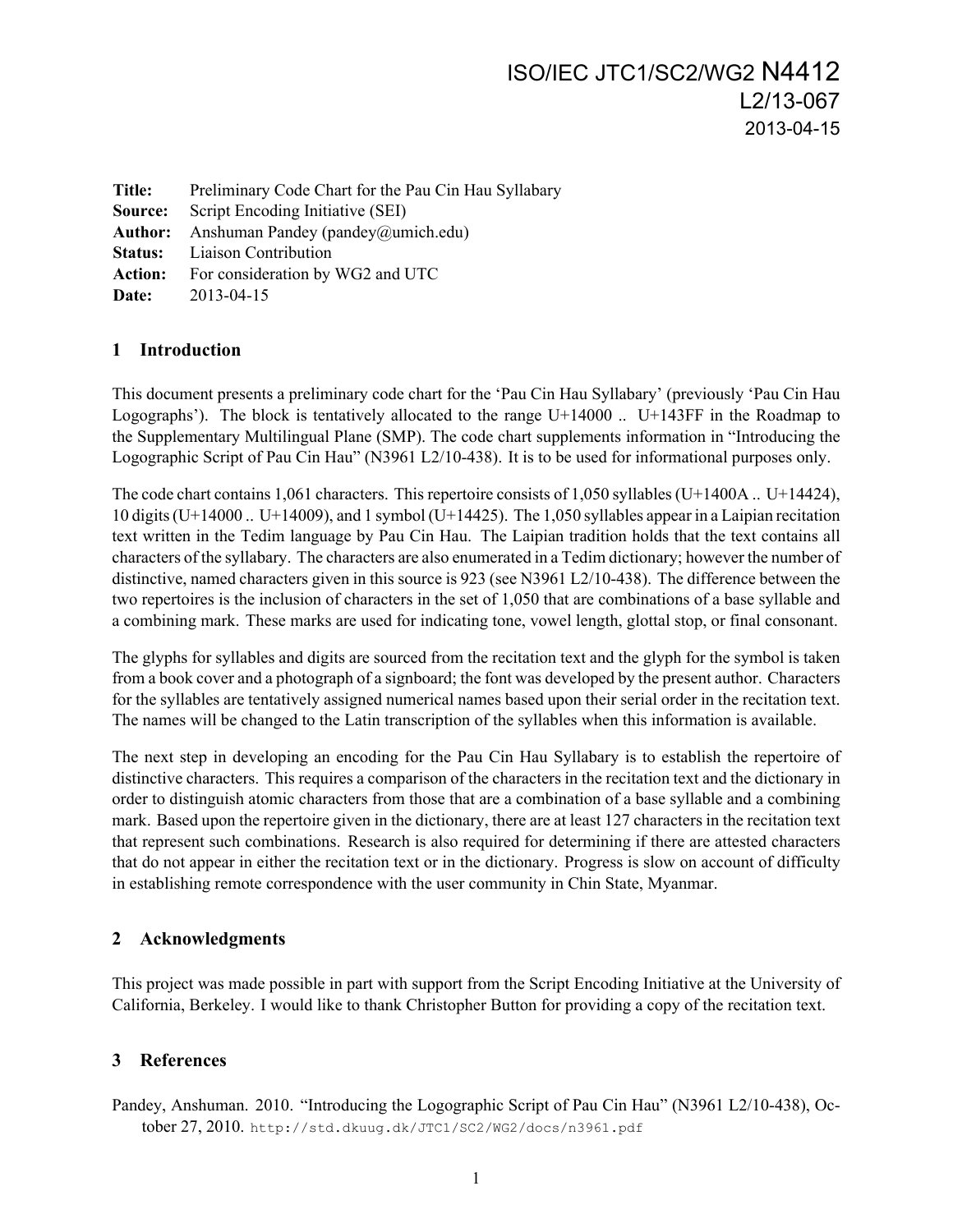ISO/IEC JTC1/SC2/WG2 N4412
L2/13-067
2013-04-15

**Title:** Preliminary Code Chart for the Pau Cin Hau Syllabary
**Source:** Script Encoding Initiative (SEI)
**Author:** Anshuman Pandey (pandey@umich.edu)
**Status:** Liaison Contribution
**Action:** For consideration by WG2 and UTC
**Date:** 2013-04-15

## 1 Introduction

This document presents a preliminary code chart for the 'Pau Cin Hau Syllabary' (previously 'Pau Cin Hau Logographs'). The block is tentatively allocated to the range U+14000 .. U+143FF in the Roadmap to the Supplementary Multilingual Plane (SMP). The code chart supplements information in "Introducing the Logographic Script of Pau Cin Hau" (N3961 L2/10-438). It is to be used for informational purposes only.

The code chart contains 1,061 characters. This repertoire consists of 1,050 syllables (U+1400A .. U+14424), 10 digits (U+14000 .. U+14009), and 1 symbol (U+14425). The 1,050 syllables appear in a Laipian recitation text written in the Tedim language by Pau Cin Hau. The Laipian tradition holds that the text contains all characters of the syllabary. The characters are also enumerated in a Tedim dictionary; however the number of distinctive, named characters given in this source is 923 (see N3961 L2/10-438). The difference between the two repertoires is the inclusion of characters in the set of 1,050 that are combinations of a base syllable and a combining mark. These marks are used for indicating tone, vowel length, glottal stop, or final consonant.

The glyphs for syllables and digits are sourced from the recitation text and the glyph for the symbol is taken from a book cover and a photograph of a signboard; the font was developed by the present author. Characters for the syllables are tentatively assigned numerical names based upon their serial order in the recitation text. The names will be changed to the Latin transcription of the syllables when this information is available.

The next step in developing an encoding for the Pau Cin Hau Syllabary is to establish the repertoire of distinctive characters. This requires a comparison of the characters in the recitation text and the dictionary in order to distinguish atomic characters from those that are a combination of a base syllable and a combining mark. Based upon the repertoire given in the dictionary, there are at least 127 characters in the recitation text that represent such combinations. Research is also required for determining if there are attested characters that do not appear in either the recitation text or in the dictionary. Progress is slow on account of difficulty in establishing remote correspondence with the user community in Chin State, Myanmar.

## 2 Acknowledgments

This project was made possible in part with support from the Script Encoding Initiative at the University of California, Berkeley. I would like to thank Christopher Button for providing a copy of the recitation text.

## 3 References

Pandey, Anshuman. 2010. "Introducing the Logographic Script of Pau Cin Hau" (N3961 L2/10-438), October 27, 2010. http://std.dkuug.dk/JTC1/SC2/WG2/docs/n3961.pdf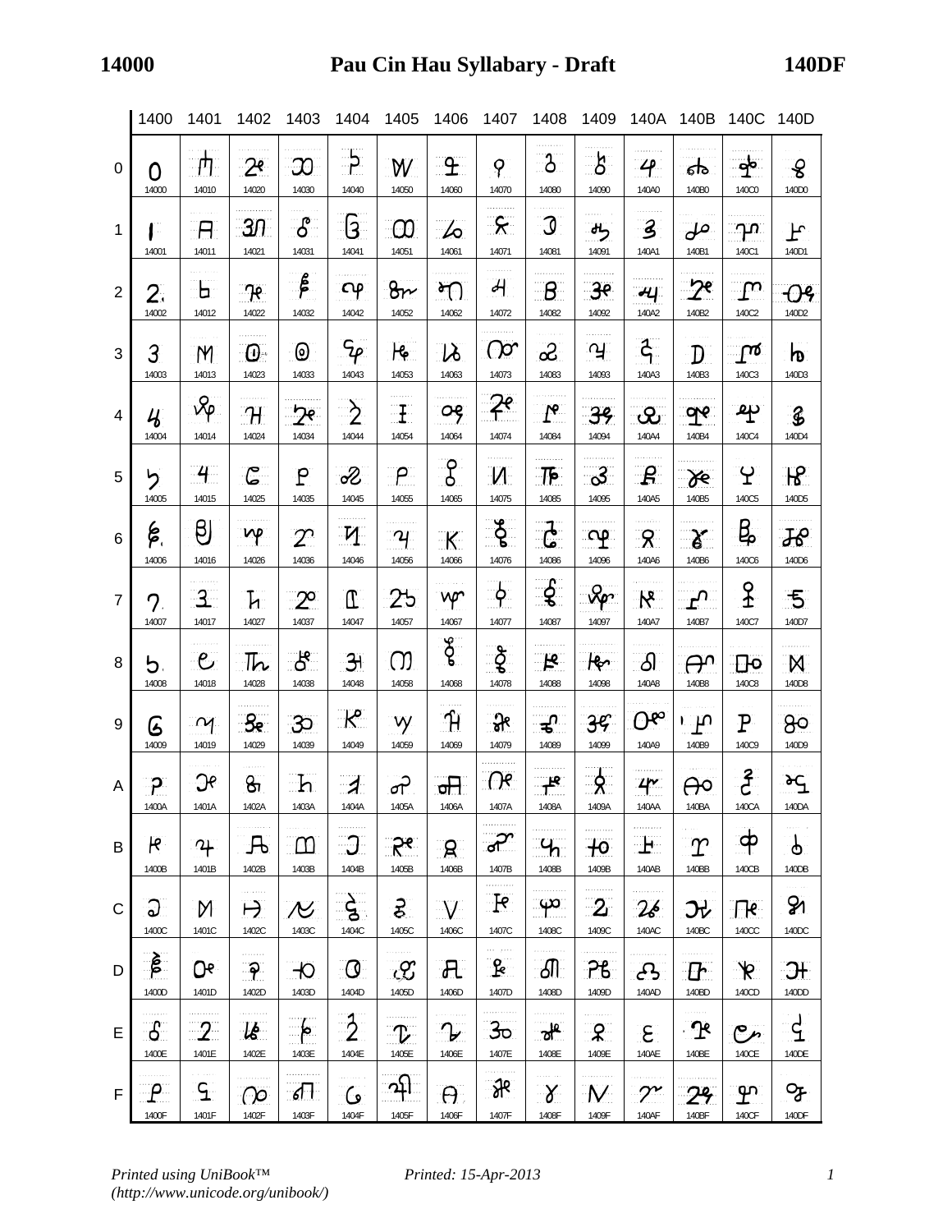# Pau Cin Hau Syllabary - Draft (14000–140DF)

| | 1400 | 1401 | 1402 | 1403 | 1404 | 1405 | 1406 | 1407 | 1408 | 1409 | 140A | 140B | 140C | 140D |
|---|---|---|---|---|---|---|---|---|---|---|---|---|---|---|
| 0 | 14000 | 14010 | 14020 | 14030 | 14040 | 14050 | 14060 | 14070 | 14080 | 14090 | 140A0 | 140B0 | 140C0 | 140D0 |
| 1 | 14001 | 14011 | 14021 | 14031 | 14041 | 14051 | 14061 | 14071 | 14081 | 14091 | 140A1 | 140B1 | 140C1 | 140D1 |
| 2 | 14002 | 14012 | 14022 | 14032 | 14042 | 14052 | 14062 | 14072 | 14082 | 14092 | 140A2 | 140B2 | 140C2 | 140D2 |
| 3 | 14003 | 14013 | 14023 | 14033 | 14043 | 14053 | 14063 | 14073 | 14083 | 14093 | 140A3 | 140B3 | 140C3 | 140D3 |
| 4 | 14004 | 14014 | 14024 | 14034 | 14044 | 14054 | 14064 | 14074 | 14084 | 14094 | 140A4 | 140B4 | 140C4 | 140D4 |
| 5 | 14005 | 14015 | 14025 | 14035 | 14045 | 14055 | 14065 | 14075 | 14085 | 14095 | 140A5 | 140B5 | 140C5 | 140D5 |
| 6 | 14006 | 14016 | 14026 | 14036 | 14046 | 14056 | 14066 | 14076 | 14086 | 14096 | 140A6 | 140B6 | 140C6 | 140D6 |
| 7 | 14007 | 14017 | 14027 | 14037 | 14047 | 14057 | 14067 | 14077 | 14087 | 14097 | 140A7 | 140B7 | 140C7 | 140D7 |
| 8 | 14008 | 14018 | 14028 | 14038 | 14048 | 14058 | 14068 | 14078 | 14088 | 14098 | 140A8 | 140B8 | 140C8 | 140D8 |
| 9 | 14009 | 14019 | 14029 | 14039 | 14049 | 14059 | 14069 | 14079 | 14089 | 14099 | 140A9 | 140B9 | 140C9 | 140D9 |
| A | 1400A | 1401A | 1402A | 1403A | 1404A | 1405A | 1406A | 1407A | 1408A | 1409A | 140AA | 140BA | 140CA | 140DA |
| B | 1400B | 1401B | 1402B | 1403B | 1404B | 1405B | 1406B | 1407B | 1408B | 1409B | 140AB | 140BB | 140CB | 140DB |
| C | 1400C | 1401C | 1402C | 1403C | 1404C | 1405C | 1406C | 1407C | 1408C | 1409C | 140AC | 140BC | 140CC | 140DC |
| D | 1400D | 1401D | 1402D | 1403D | 1404D | 1405D | 1406D | 1407D | 1408D | 1409D | 140AD | 140BD | 140CD | 140DD |
| E | 1400E | 1401E | 1402E | 1403E | 1404E | 1405E | 1406E | 1407E | 1408E | 1409E | 140AE | 140BE | 140CE | 140DE |
| F | 1400F | 1401F | 1402F | 1403F | 1404F | 1405F | 1406F | 1407F | 1408F | 1409F | 140AF | 140BF | 140CF | 140DF |

*Printed using UniBook™ (http://www.unicode.org/unibook/)* *Printed: 15-Apr-2013*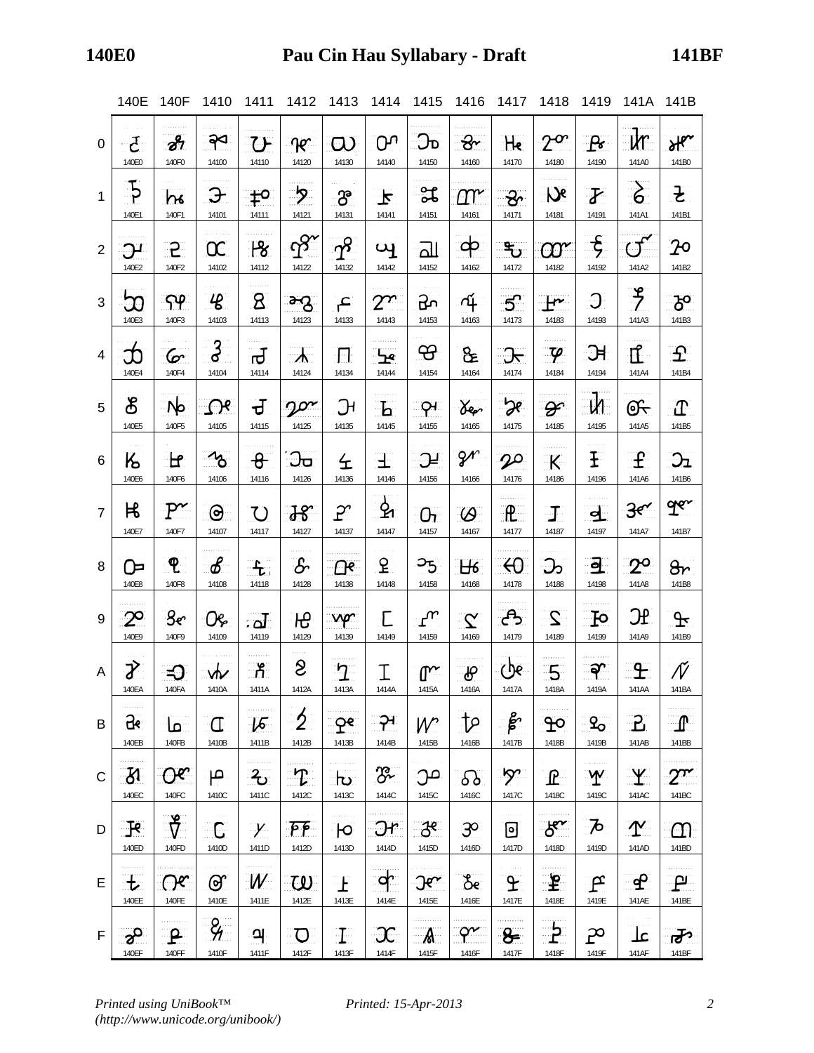| | 140E | 140F | 1410 | 1411 | 1412 | 1413 | 1414 | 1415 | 1416 | 1417 | 1418 | 1419 | 141A | 141B |
|---|---|---|---|---|---|---|---|---|---|---|---|---|---|---|
| 0 | 140E0 | 140F0 | 14100 | 14110 | 14120 | 14130 | 14140 | 14150 | 14160 | 14170 | 14180 | 14190 | 141A0 | 141B0 |
| 1 | 140E1 | 140F1 | 14101 | 14111 | 14121 | 14131 | 14141 | 14151 | 14161 | 14171 | 14181 | 14191 | 141A1 | 141B1 |
| 2 | 140E2 | 140F2 | 14102 | 14112 | 14122 | 14132 | 14142 | 14152 | 14162 | 14172 | 14182 | 14192 | 141A2 | 141B2 |
| 3 | 140E3 | 140F3 | 14103 | 14113 | 14123 | 14133 | 14143 | 14153 | 14163 | 14173 | 14183 | 14193 | 141A3 | 141B3 |
| 4 | 140E4 | 140F4 | 14104 | 14114 | 14124 | 14134 | 14144 | 14154 | 14164 | 14174 | 14184 | 14194 | 141A4 | 141B4 |
| 5 | 140E5 | 140F5 | 14105 | 14115 | 14125 | 14135 | 14145 | 14155 | 14165 | 14175 | 14185 | 14195 | 141A5 | 141B5 |
| 6 | 140E6 | 140F6 | 14106 | 14116 | 14126 | 14136 | 14146 | 14156 | 14166 | 14176 | 14186 | 14196 | 141A6 | 141B6 |
| 7 | 140E7 | 140F7 | 14107 | 14117 | 14127 | 14137 | 14147 | 14157 | 14167 | 14177 | 14187 | 14197 | 141A7 | 141B7 |
| 8 | 140E8 | 140F8 | 14108 | 14118 | 14128 | 14138 | 14148 | 14158 | 14168 | 14178 | 14188 | 14198 | 141A8 | 141B8 |
| 9 | 140E9 | 140F9 | 14109 | 14119 | 14129 | 14139 | 14149 | 14159 | 14169 | 14179 | 14189 | 14199 | 141A9 | 141B9 |
| A | 140EA | 140FA | 1410A | 1411A | 1412A | 1413A | 1414A | 1415A | 1416A | 1417A | 1418A | 1419A | 141AA | 141BA |
| B | 140EB | 140FB | 1410B | 1411B | 1412B | 1413B | 1414B | 1415B | 1416B | 1417B | 1418B | 1419B | 141AB | 141BB |
| C | 140EC | 140FC | 1410C | 1411C | 1412C | 1413C | 1414C | 1415C | 1416C | 1417C | 1418C | 1419C | 141AC | 141BC |
| D | 140ED | 140FD | 1410D | 1411D | 1412D | 1413D | 1414D | 1415D | 1416D | 1417D | 1418D | 1419D | 141AD | 141BD |
| E | 140EE | 140FE | 1410E | 1411E | 1412E | 1413E | 1414E | 1415E | 1416E | 1417E | 1418E | 1419E | 141AE | 141BE |
| F | 140EF | 140FF | 1410F | 1411F | 1412F | 1413F | 1414F | 1415F | 1416F | 1417F | 1418F | 1419F | 141AF | 141BF |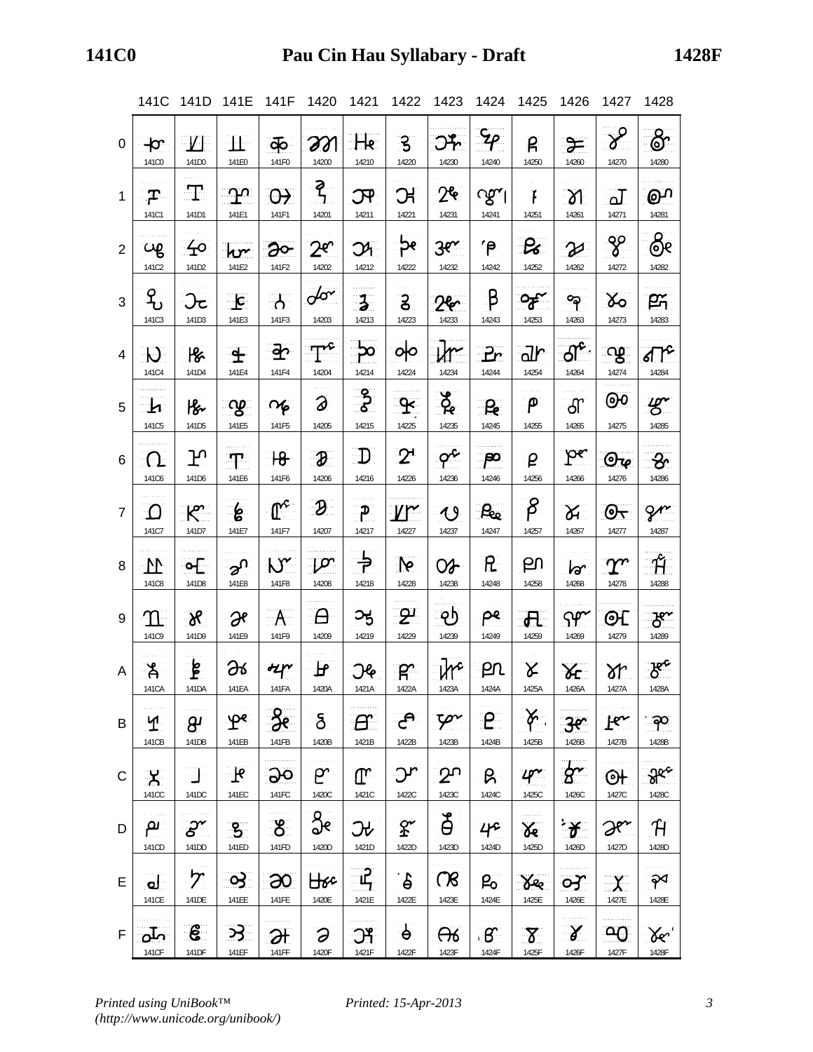| | 141C | 141D | 141E | 141F | 1420 | 1421 | 1422 | 1423 | 1424 | 1425 | 1426 | 1427 | 1428 |
|---|---|---|---|---|---|---|---|---|---|---|---|---|---|
| 0 | 141C0 | 141D0 | 141E0 | 141F0 | 14200 | 14210 | 14220 | 14230 | 14240 | 14250 | 14260 | 14270 | 14280 |
| 1 | 141C1 | 141D1 | 141E1 | 141F1 | 14201 | 14211 | 14221 | 14231 | 14241 | 14251 | 14261 | 14271 | 14281 |
| 2 | 141C2 | 141D2 | 141E2 | 141F2 | 14202 | 14212 | 14222 | 14232 | 14242 | 14252 | 14262 | 14272 | 14282 |
| 3 | 141C3 | 141D3 | 141E3 | 141F3 | 14203 | 14213 | 14223 | 14233 | 14243 | 14253 | 14263 | 14273 | 14283 |
| 4 | 141C4 | 141D4 | 141E4 | 141F4 | 14204 | 14214 | 14224 | 14234 | 14244 | 14254 | 14264 | 14274 | 14284 |
| 5 | 141C5 | 141D5 | 141E5 | 141F5 | 14205 | 14215 | 14225 | 14235 | 14245 | 14255 | 14265 | 14275 | 14285 |
| 6 | 141C6 | 141D6 | 141E6 | 141F6 | 14206 | 14216 | 14226 | 14236 | 14246 | 14256 | 14266 | 14276 | 14286 |
| 7 | 141C7 | 141D7 | 141E7 | 141F7 | 14207 | 14217 | 14227 | 14237 | 14247 | 14257 | 14267 | 14277 | 14287 |
| 8 | 141C8 | 141D8 | 141E8 | 141F8 | 14208 | 14218 | 14228 | 14238 | 14248 | 14258 | 14268 | 14278 | 14288 |
| 9 | 141C9 | 141D9 | 141E9 | 141F9 | 14209 | 14219 | 14229 | 14239 | 14249 | 14259 | 14269 | 14279 | 14289 |
| A | 141CA | 141DA | 141EA | 141FA | 1420A | 1421A | 1422A | 1423A | 1424A | 1425A | 1426A | 1427A | 1428A |
| B | 141CB | 141DB | 141EB | 141FB | 1420B | 1421B | 1422B | 1423B | 1424B | 1425B | 1426B | 1427B | 1428B |
| C | 141CC | 141DC | 141EC | 141FC | 1420C | 1421C | 1422C | 1423C | 1424C | 1425C | 1426C | 1427C | 1428C |
| D | 141CD | 141DD | 141ED | 141FD | 1420D | 1421D | 1422D | 1423D | 1424D | 1425D | 1426D | 1427D | 1428D |
| E | 141CE | 141DE | 141EE | 141FE | 1420E | 1421E | 1422E | 1423E | 1424E | 1425E | 1426E | 1427E | 1428E |
| F | 141CF | 141DF | 141EF | 141FF | 1420F | 1421F | 1422F | 1423F | 1424F | 1425F | 1426F | 1427F | 1428F |

*Printed using UniBook™ (http://www.unicode.org/unibook/)* *Printed: 15-Apr-2013*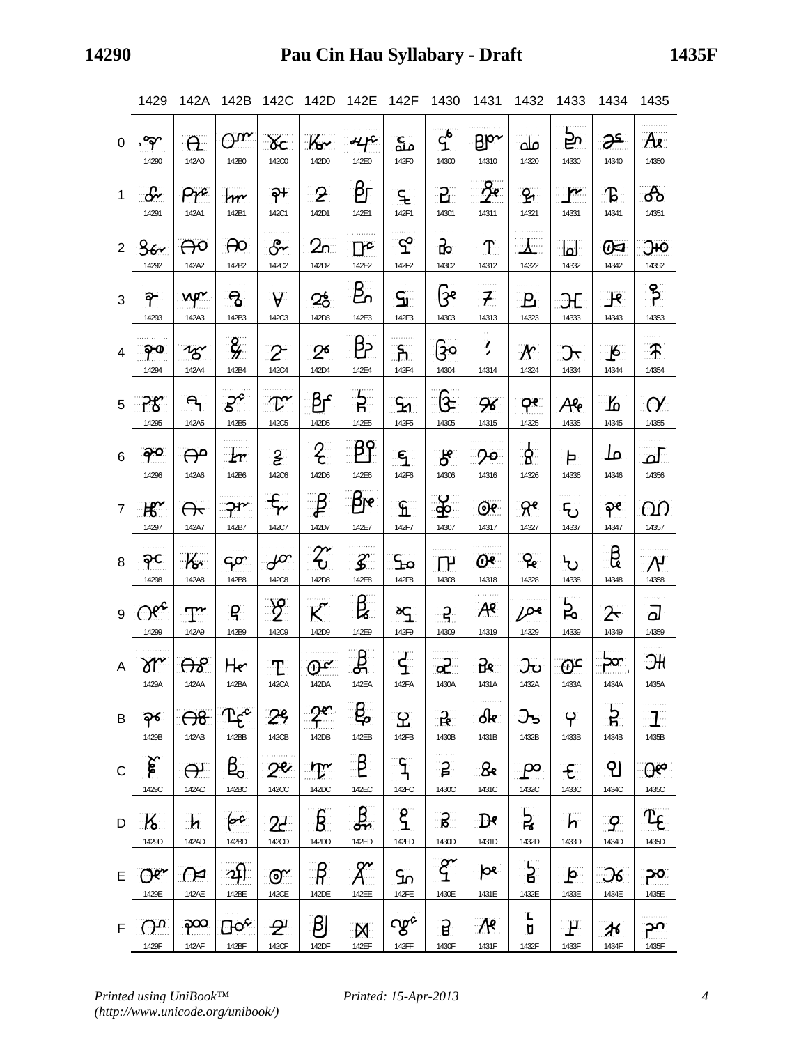# Pau Cin Hau Syllabary - Draft

| | 1429 | 142A | 142B | 142C | 142D | 142E | 142F | 1430 | 1431 | 1432 | 1433 | 1434 | 1435 |
|---|---|---|---|---|---|---|---|---|---|---|---|---|---|
| 0 | 14290 | 142A0 | 142B0 | 142C0 | 142D0 | 142E0 | 142F0 | 14300 | 14310 | 14320 | 14330 | 14340 | 14350 |
| 1 | 14291 | 142A1 | 142B1 | 142C1 | 142D1 | 142E1 | 142F1 | 14301 | 14311 | 14321 | 14331 | 14341 | 14351 |
| 2 | 14292 | 142A2 | 142B2 | 142C2 | 142D2 | 142E2 | 142F2 | 14302 | 14312 | 14322 | 14332 | 14342 | 14352 |
| 3 | 14293 | 142A3 | 142B3 | 142C3 | 142D3 | 142E3 | 142F3 | 14303 | 14313 | 14323 | 14333 | 14343 | 14353 |
| 4 | 14294 | 142A4 | 142B4 | 142C4 | 142D4 | 142E4 | 142F4 | 14304 | 14314 | 14324 | 14334 | 14344 | 14354 |
| 5 | 14295 | 142A5 | 142B5 | 142C5 | 142D5 | 142E5 | 142F5 | 14305 | 14315 | 14325 | 14335 | 14345 | 14355 |
| 6 | 14296 | 142A6 | 142B6 | 142C6 | 142D6 | 142E6 | 142F6 | 14306 | 14316 | 14326 | 14336 | 14346 | 14356 |
| 7 | 14297 | 142A7 | 142B7 | 142C7 | 142D7 | 142E7 | 142F7 | 14307 | 14317 | 14327 | 14337 | 14347 | 14357 |
| 8 | 14298 | 142A8 | 142B8 | 142C8 | 142D8 | 142E8 | 142F8 | 14308 | 14318 | 14328 | 14338 | 14348 | 14358 |
| 9 | 14299 | 142A9 | 142B9 | 142C9 | 142D9 | 142E9 | 142F9 | 14309 | 14319 | 14329 | 14339 | 14349 | 14359 |
| A | 1429A | 142AA | 142BA | 142CA | 142DA | 142EA | 142FA | 1430A | 1431A | 1432A | 1433A | 1434A | 1435A |
| B | 1429B | 142AB | 142BB | 142CB | 142DB | 142EB | 142FB | 1430B | 1431B | 1432B | 1433B | 1434B | 1435B |
| C | 1429C | 142AC | 142BC | 142CC | 142DC | 142EC | 142FC | 1430C | 1431C | 1432C | 1433C | 1434C | 1435C |
| D | 1429D | 142AD | 142BD | 142CD | 142DD | 142ED | 142FD | 1430D | 1431D | 1432D | 1433D | 1434D | 1435D |
| E | 1429E | 142AE | 142BE | 142CE | 142DE | 142EE | 142FE | 1430E | 1431E | 1432E | 1433E | 1434E | 1435E |
| F | 1429F | 142AF | 142BF | 142CF | 142DF | 142EF | 142FF | 1430F | 1431F | 1432F | 1433F | 1434F | 1435F |

*Printed using UniBook™ (http://www.unicode.org/unibook/)* *Printed: 15-Apr-2013*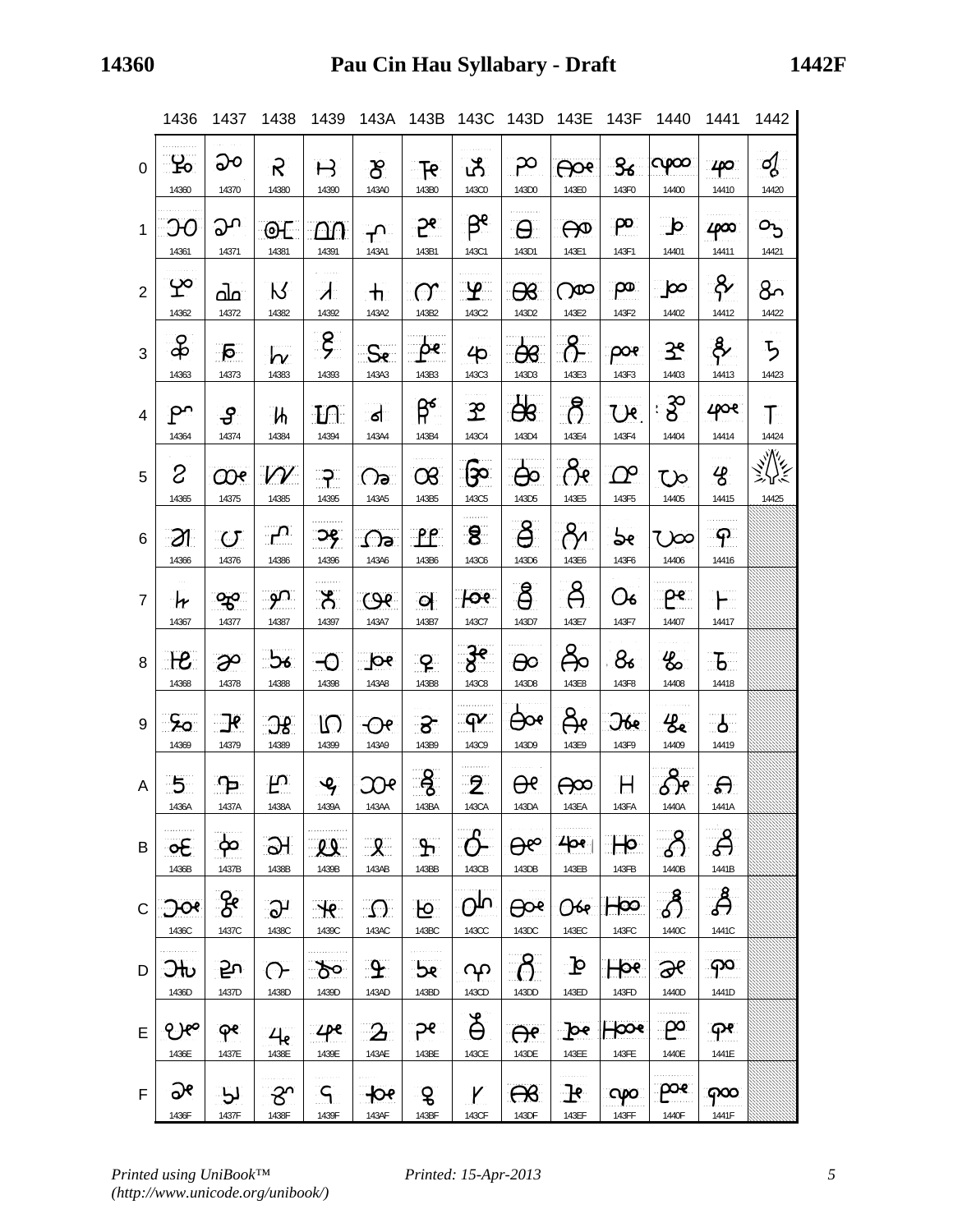| | 1436 | 1437 | 1438 | 1439 | 143A | 143B | 143C | 143D | 143E | 143F | 1440 | 1441 | 1442 |
|---|---|---|---|---|---|---|---|---|---|---|---|---|---|
| 0 | 14360 | 14370 | 14380 | 14390 | 143A0 | 143B0 | 143C0 | 143D0 | 143E0 | 143F0 | 14400 | 14410 | 14420 |
| 1 | 14361 | 14371 | 14381 | 14391 | 143A1 | 143B1 | 143C1 | 143D1 | 143E1 | 143F1 | 14401 | 14411 | 14421 |
| 2 | 14362 | 14372 | 14382 | 14392 | 143A2 | 143B2 | 143C2 | 143D2 | 143E2 | 143F2 | 14402 | 14412 | 14422 |
| 3 | 14363 | 14373 | 14383 | 14393 | 143A3 | 143B3 | 143C3 | 143D3 | 143E3 | 143F3 | 14403 | 14413 | 14423 |
| 4 | 14364 | 14374 | 14384 | 14394 | 143A4 | 143B4 | 143C4 | 143D4 | 143E4 | 143F4 | 14404 | 14414 | 14424 |
| 5 | 14365 | 14375 | 14385 | 14395 | 143A5 | 143B5 | 143C5 | 143D5 | 143E5 | 143F5 | 14405 | 14415 | 14425 |
| 6 | 14366 | 14376 | 14386 | 14396 | 143A6 | 143B6 | 143C6 | 143D6 | 143E6 | 143F6 | 14406 | 14416 | |
| 7 | 14367 | 14377 | 14387 | 14397 | 143A7 | 143B7 | 143C7 | 143D7 | 143E7 | 143F7 | 14407 | 14417 | |
| 8 | 14368 | 14378 | 14388 | 14398 | 143A8 | 143B8 | 143C8 | 143D8 | 143E8 | 143F8 | 14408 | 14418 | |
| 9 | 14369 | 14379 | 14389 | 14399 | 143A9 | 143B9 | 143C9 | 143D9 | 143E9 | 143F9 | 14409 | 14419 | |
| A | 1436A | 1437A | 1438A | 1439A | 143AA | 143BA | 143CA | 143DA | 143EA | 143FA | 1440A | 1441A | |
| B | 1436B | 1437B | 1438B | 1439B | 143AB | 143BB | 143CB | 143DB | 143EB | 143FB | 1440B | 1441B | |
| C | 1436C | 1437C | 1438C | 1439C | 143AC | 143BC | 143CC | 143DC | 143EC | 143FC | 1440C | 1441C | |
| D | 1436D | 1437D | 1438D | 1439D | 143AD | 143BD | 143CD | 143DD | 143ED | 143FD | 1440D | 1441D | |
| E | 1436E | 1437E | 1438E | 1439E | 143AE | 143BE | 143CE | 143DE | 143EE | 143FE | 1440E | 1441E | |
| F | 1436F | 1437F | 1438F | 1439F | 143AF | 143BF | 143CF | 143DF | 143EF | 143FF | 1440F | 1441F | |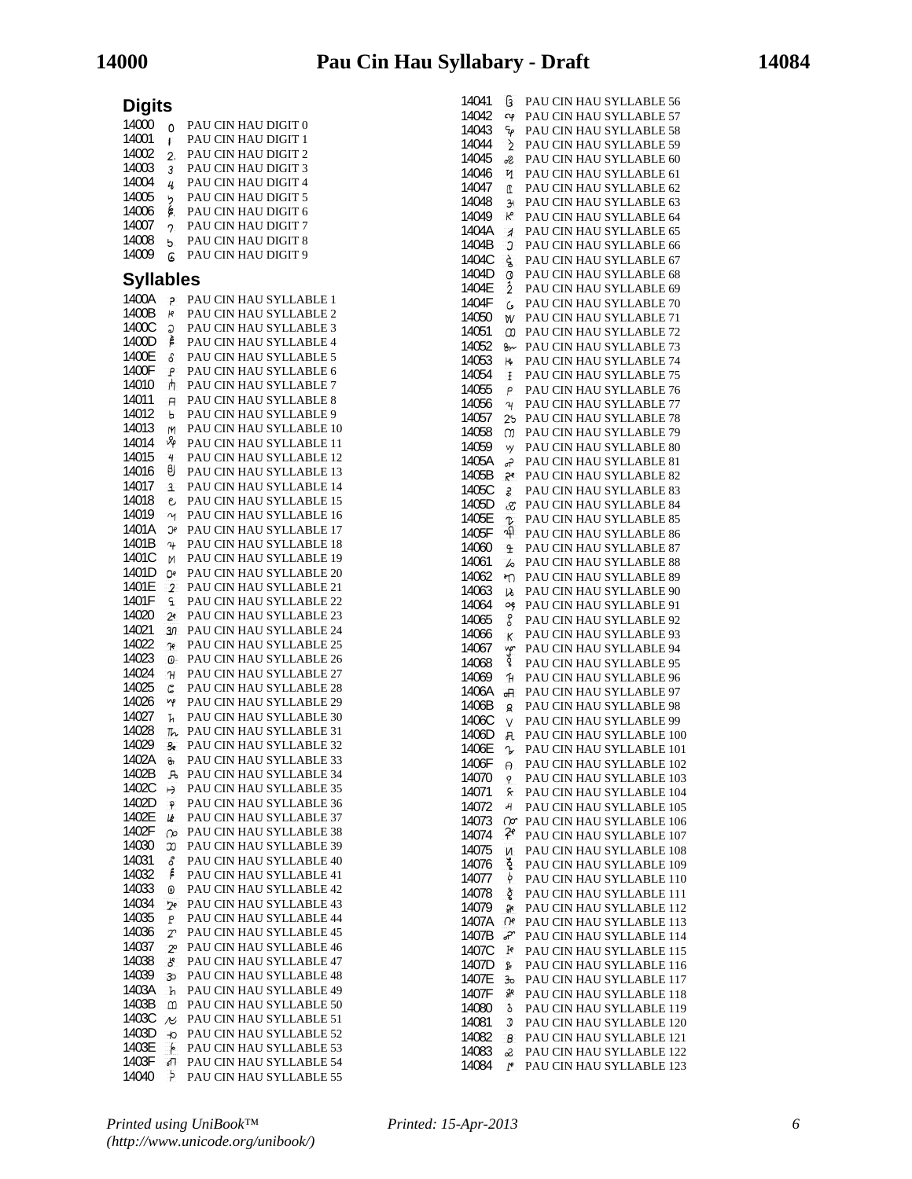## Digits

| Code | Glyph | Name |
|---|---|---|
| 14000 | 0 | PAU CIN HAU DIGIT 0 |
| 14001 | ı | PAU CIN HAU DIGIT 1 |
| 14002 | 2 | PAU CIN HAU DIGIT 2 |
| 14003 | 3 | PAU CIN HAU DIGIT 3 |
| 14004 | 4 | PAU CIN HAU DIGIT 4 |
| 14005 | 5 | PAU CIN HAU DIGIT 5 |
| 14006 | 6 | PAU CIN HAU DIGIT 6 |
| 14007 | 7 | PAU CIN HAU DIGIT 7 |
| 14008 | 8 | PAU CIN HAU DIGIT 8 |
| 14009 | 9 | PAU CIN HAU DIGIT 9 |

## Syllables

| Code | Name |
|---|---|
| 1400A | PAU CIN HAU SYLLABLE 1 |
| 1400B | PAU CIN HAU SYLLABLE 2 |
| 1400C | PAU CIN HAU SYLLABLE 3 |
| 1400D | PAU CIN HAU SYLLABLE 4 |
| 1400E | PAU CIN HAU SYLLABLE 5 |
| 1400F | PAU CIN HAU SYLLABLE 6 |
| 14010 | PAU CIN HAU SYLLABLE 7 |
| 14011 | PAU CIN HAU SYLLABLE 8 |
| 14012 | PAU CIN HAU SYLLABLE 9 |
| 14013 | PAU CIN HAU SYLLABLE 10 |
| 14014 | PAU CIN HAU SYLLABLE 11 |
| 14015 | PAU CIN HAU SYLLABLE 12 |
| 14016 | PAU CIN HAU SYLLABLE 13 |
| 14017 | PAU CIN HAU SYLLABLE 14 |
| 14018 | PAU CIN HAU SYLLABLE 15 |
| 14019 | PAU CIN HAU SYLLABLE 16 |
| 1401A | PAU CIN HAU SYLLABLE 17 |
| 1401B | PAU CIN HAU SYLLABLE 18 |
| 1401C | PAU CIN HAU SYLLABLE 19 |
| 1401D | PAU CIN HAU SYLLABLE 20 |
| 1401E | PAU CIN HAU SYLLABLE 21 |
| 1401F | PAU CIN HAU SYLLABLE 22 |
| 14020 | PAU CIN HAU SYLLABLE 23 |
| 14021 | PAU CIN HAU SYLLABLE 24 |
| 14022 | PAU CIN HAU SYLLABLE 25 |
| 14023 | PAU CIN HAU SYLLABLE 26 |
| 14024 | PAU CIN HAU SYLLABLE 27 |
| 14025 | PAU CIN HAU SYLLABLE 28 |
| 14026 | PAU CIN HAU SYLLABLE 29 |
| 14027 | PAU CIN HAU SYLLABLE 30 |
| 14028 | PAU CIN HAU SYLLABLE 31 |
| 14029 | PAU CIN HAU SYLLABLE 32 |
| 1402A | PAU CIN HAU SYLLABLE 33 |
| 1402B | PAU CIN HAU SYLLABLE 34 |
| 1402C | PAU CIN HAU SYLLABLE 35 |
| 1402D | PAU CIN HAU SYLLABLE 36 |
| 1402E | PAU CIN HAU SYLLABLE 37 |
| 1402F | PAU CIN HAU SYLLABLE 38 |
| 14030 | PAU CIN HAU SYLLABLE 39 |
| 14031 | PAU CIN HAU SYLLABLE 40 |
| 14032 | PAU CIN HAU SYLLABLE 41 |
| 14033 | PAU CIN HAU SYLLABLE 42 |
| 14034 | PAU CIN HAU SYLLABLE 43 |
| 14035 | PAU CIN HAU SYLLABLE 44 |
| 14036 | PAU CIN HAU SYLLABLE 45 |
| 14037 | PAU CIN HAU SYLLABLE 46 |
| 14038 | PAU CIN HAU SYLLABLE 47 |
| 14039 | PAU CIN HAU SYLLABLE 48 |
| 1403A | PAU CIN HAU SYLLABLE 49 |
| 1403B | PAU CIN HAU SYLLABLE 50 |
| 1403C | PAU CIN HAU SYLLABLE 51 |
| 1403D | PAU CIN HAU SYLLABLE 52 |
| 1403E | PAU CIN HAU SYLLABLE 53 |
| 1403F | PAU CIN HAU SYLLABLE 54 |
| 14040 | PAU CIN HAU SYLLABLE 55 |
| 14041 | PAU CIN HAU SYLLABLE 56 |
| 14042 | PAU CIN HAU SYLLABLE 57 |
| 14043 | PAU CIN HAU SYLLABLE 58 |
| 14044 | PAU CIN HAU SYLLABLE 59 |
| 14045 | PAU CIN HAU SYLLABLE 60 |
| 14046 | PAU CIN HAU SYLLABLE 61 |
| 14047 | PAU CIN HAU SYLLABLE 62 |
| 14048 | PAU CIN HAU SYLLABLE 63 |
| 14049 | PAU CIN HAU SYLLABLE 64 |
| 1404A | PAU CIN HAU SYLLABLE 65 |
| 1404B | PAU CIN HAU SYLLABLE 66 |
| 1404C | PAU CIN HAU SYLLABLE 67 |
| 1404D | PAU CIN HAU SYLLABLE 68 |
| 1404E | PAU CIN HAU SYLLABLE 69 |
| 1404F | PAU CIN HAU SYLLABLE 70 |
| 14050 | PAU CIN HAU SYLLABLE 71 |
| 14051 | PAU CIN HAU SYLLABLE 72 |
| 14052 | PAU CIN HAU SYLLABLE 73 |
| 14053 | PAU CIN HAU SYLLABLE 74 |
| 14054 | PAU CIN HAU SYLLABLE 75 |
| 14055 | PAU CIN HAU SYLLABLE 76 |
| 14056 | PAU CIN HAU SYLLABLE 77 |
| 14057 | PAU CIN HAU SYLLABLE 78 |
| 14058 | PAU CIN HAU SYLLABLE 79 |
| 14059 | PAU CIN HAU SYLLABLE 80 |
| 1405A | PAU CIN HAU SYLLABLE 81 |
| 1405B | PAU CIN HAU SYLLABLE 82 |
| 1405C | PAU CIN HAU SYLLABLE 83 |
| 1405D | PAU CIN HAU SYLLABLE 84 |
| 1405E | PAU CIN HAU SYLLABLE 85 |
| 1405F | PAU CIN HAU SYLLABLE 86 |
| 14060 | PAU CIN HAU SYLLABLE 87 |
| 14061 | PAU CIN HAU SYLLABLE 88 |
| 14062 | PAU CIN HAU SYLLABLE 89 |
| 14063 | PAU CIN HAU SYLLABLE 90 |
| 14064 | PAU CIN HAU SYLLABLE 91 |
| 14065 | PAU CIN HAU SYLLABLE 92 |
| 14066 | PAU CIN HAU SYLLABLE 93 |
| 14067 | PAU CIN HAU SYLLABLE 94 |
| 14068 | PAU CIN HAU SYLLABLE 95 |
| 14069 | PAU CIN HAU SYLLABLE 96 |
| 1406A | PAU CIN HAU SYLLABLE 97 |
| 1406B | PAU CIN HAU SYLLABLE 98 |
| 1406C | PAU CIN HAU SYLLABLE 99 |
| 1406D | PAU CIN HAU SYLLABLE 100 |
| 1406E | PAU CIN HAU SYLLABLE 101 |
| 1406F | PAU CIN HAU SYLLABLE 102 |
| 14070 | PAU CIN HAU SYLLABLE 103 |
| 14071 | PAU CIN HAU SYLLABLE 104 |
| 14072 | PAU CIN HAU SYLLABLE 105 |
| 14073 | PAU CIN HAU SYLLABLE 106 |
| 14074 | PAU CIN HAU SYLLABLE 107 |
| 14075 | PAU CIN HAU SYLLABLE 108 |
| 14076 | PAU CIN HAU SYLLABLE 109 |
| 14077 | PAU CIN HAU SYLLABLE 110 |
| 14078 | PAU CIN HAU SYLLABLE 111 |
| 14079 | PAU CIN HAU SYLLABLE 112 |
| 1407A | PAU CIN HAU SYLLABLE 113 |
| 1407B | PAU CIN HAU SYLLABLE 114 |
| 1407C | PAU CIN HAU SYLLABLE 115 |
| 1407D | PAU CIN HAU SYLLABLE 116 |
| 1407E | PAU CIN HAU SYLLABLE 117 |
| 1407F | PAU CIN HAU SYLLABLE 118 |
| 14080 | PAU CIN HAU SYLLABLE 119 |
| 14081 | PAU CIN HAU SYLLABLE 120 |
| 14082 | PAU CIN HAU SYLLABLE 121 |
| 14083 | PAU CIN HAU SYLLABLE 122 |
| 14084 | PAU CIN HAU SYLLABLE 123 |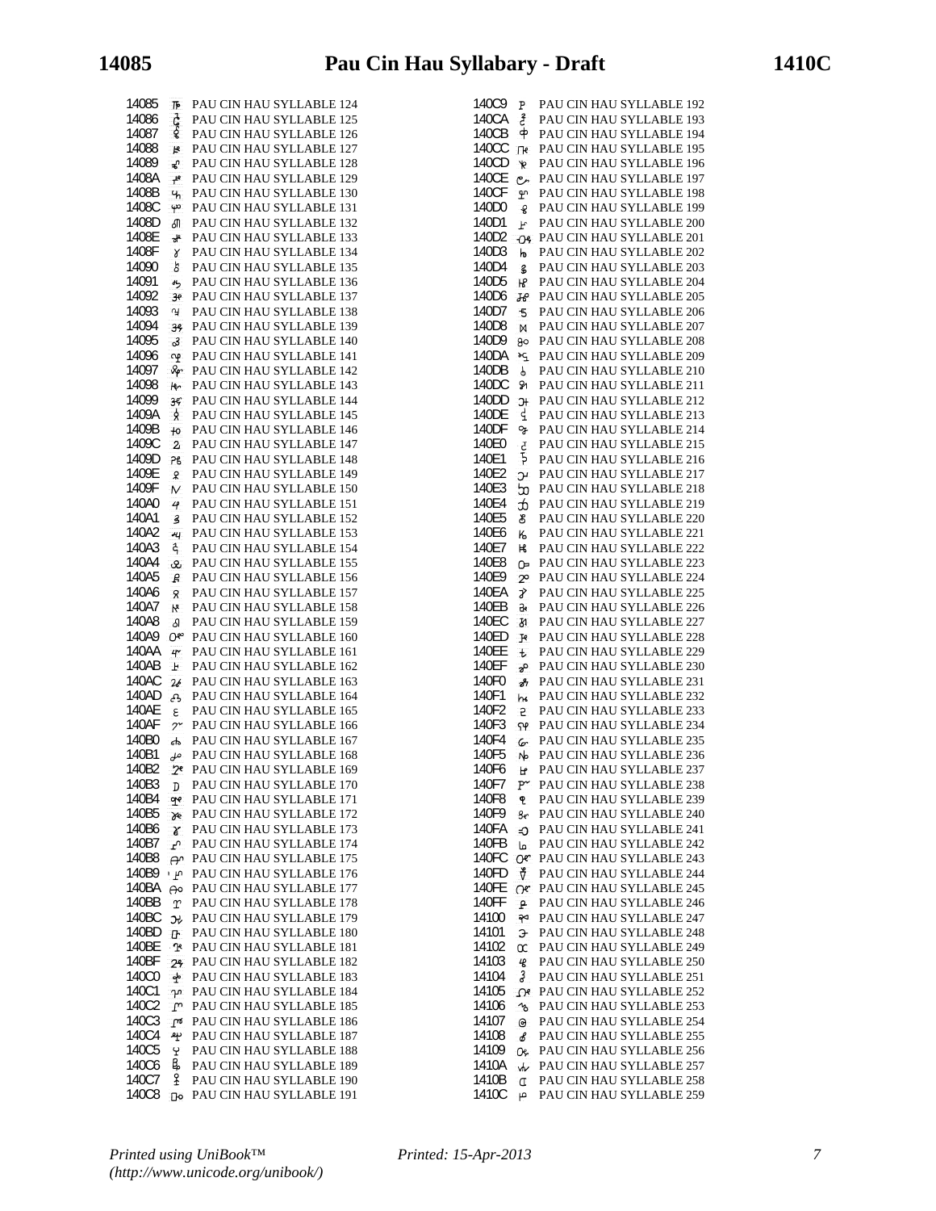| Code | Glyph | Name |
|---|---|---|
| 14085 | 𑫅 | PAU CIN HAU SYLLABLE 124 |
| 14086 | 𑫆 | PAU CIN HAU SYLLABLE 125 |
| 14087 | 𑫇 | PAU CIN HAU SYLLABLE 126 |
| 14088 | 𑫈 | PAU CIN HAU SYLLABLE 127 |
| 14089 | 𑫉 | PAU CIN HAU SYLLABLE 128 |
| 1408A | 𑫊 | PAU CIN HAU SYLLABLE 129 |
| 1408B | 𑫋 | PAU CIN HAU SYLLABLE 130 |
| 1408C | 𑫌 | PAU CIN HAU SYLLABLE 131 |
| 1408D | 𑫍 | PAU CIN HAU SYLLABLE 132 |
| 1408E | 𑫎 | PAU CIN HAU SYLLABLE 133 |
| 1408F | 𑫏 | PAU CIN HAU SYLLABLE 134 |
| 14090 | 𑫐 | PAU CIN HAU SYLLABLE 135 |
| 14091 | 𑫑 | PAU CIN HAU SYLLABLE 136 |
| 14092 | 𑫒 | PAU CIN HAU SYLLABLE 137 |
| 14093 | 𑫓 | PAU CIN HAU SYLLABLE 138 |
| 14094 | 𑫔 | PAU CIN HAU SYLLABLE 139 |
| 14095 | 𑫕 | PAU CIN HAU SYLLABLE 140 |
| 14096 | 𑫖 | PAU CIN HAU SYLLABLE 141 |
| 14097 | 𑫗 | PAU CIN HAU SYLLABLE 142 |
| 14098 | 𑫘 | PAU CIN HAU SYLLABLE 143 |
| 14099 | 𑫙 | PAU CIN HAU SYLLABLE 144 |
| 1409A | 𑫚 | PAU CIN HAU SYLLABLE 145 |
| 1409B | 𑫛 | PAU CIN HAU SYLLABLE 146 |
| 1409C | 𑫜 | PAU CIN HAU SYLLABLE 147 |
| 1409D | 𑫝 | PAU CIN HAU SYLLABLE 148 |
| 1409E | 𑫞 | PAU CIN HAU SYLLABLE 149 |
| 1409F | 𑫟 | PAU CIN HAU SYLLABLE 150 |
| 140A0 | 𑫠 | PAU CIN HAU SYLLABLE 151 |
| 140A1 | 𑫡 | PAU CIN HAU SYLLABLE 152 |
| 140A2 | 𑫢 | PAU CIN HAU SYLLABLE 153 |
| 140A3 | 𑫣 | PAU CIN HAU SYLLABLE 154 |
| 140A4 | 𑫤 | PAU CIN HAU SYLLABLE 155 |
| 140A5 | 𑫥 | PAU CIN HAU SYLLABLE 156 |
| 140A6 | 𑫦 | PAU CIN HAU SYLLABLE 157 |
| 140A7 | 𑫧 | PAU CIN HAU SYLLABLE 158 |
| 140A8 | 𑫨 | PAU CIN HAU SYLLABLE 159 |
| 140A9 | 𑫩 | PAU CIN HAU SYLLABLE 160 |
| 140AA | 𑫪 | PAU CIN HAU SYLLABLE 161 |
| 140AB | 𑫫 | PAU CIN HAU SYLLABLE 162 |
| 140AC | 𑫬 | PAU CIN HAU SYLLABLE 163 |
| 140AD | 𑫭 | PAU CIN HAU SYLLABLE 164 |
| 140AE | 𑫮 | PAU CIN HAU SYLLABLE 165 |
| 140AF | 𑫯 | PAU CIN HAU SYLLABLE 166 |
| 140B0 | 𑫰 | PAU CIN HAU SYLLABLE 167 |
| 140B1 | 𑫱 | PAU CIN HAU SYLLABLE 168 |
| 140B2 | 𑫲 | PAU CIN HAU SYLLABLE 169 |
| 140B3 | 𑫳 | PAU CIN HAU SYLLABLE 170 |
| 140B4 | 𑫴 | PAU CIN HAU SYLLABLE 171 |
| 140B5 | 𑫵 | PAU CIN HAU SYLLABLE 172 |
| 140B6 | 𑫶 | PAU CIN HAU SYLLABLE 173 |
| 140B7 | 𑫷 | PAU CIN HAU SYLLABLE 174 |
| 140B8 | 𑫸 | PAU CIN HAU SYLLABLE 175 |
| 140B9 | | PAU CIN HAU SYLLABLE 176 |
| 140BA | | PAU CIN HAU SYLLABLE 177 |
| 140BB | | PAU CIN HAU SYLLABLE 178 |
| 140BC | | PAU CIN HAU SYLLABLE 179 |
| 140BD | | PAU CIN HAU SYLLABLE 180 |
| 140BE | | PAU CIN HAU SYLLABLE 181 |
| 140BF | | PAU CIN HAU SYLLABLE 182 |
| 140C0 | | PAU CIN HAU SYLLABLE 183 |
| 140C1 | | PAU CIN HAU SYLLABLE 184 |
| 140C2 | | PAU CIN HAU SYLLABLE 185 |
| 140C3 | | PAU CIN HAU SYLLABLE 186 |
| 140C4 | | PAU CIN HAU SYLLABLE 187 |
| 140C5 | | PAU CIN HAU SYLLABLE 188 |
| 140C6 | | PAU CIN HAU SYLLABLE 189 |
| 140C7 | | PAU CIN HAU SYLLABLE 190 |
| 140C8 | | PAU CIN HAU SYLLABLE 191 |
| 140C9 | | PAU CIN HAU SYLLABLE 192 |
| 140CA | | PAU CIN HAU SYLLABLE 193 |
| 140CB | | PAU CIN HAU SYLLABLE 194 |
| 140CC | | PAU CIN HAU SYLLABLE 195 |
| 140CD | | PAU CIN HAU SYLLABLE 196 |
| 140CE | | PAU CIN HAU SYLLABLE 197 |
| 140CF | | PAU CIN HAU SYLLABLE 198 |
| 140D0 | | PAU CIN HAU SYLLABLE 199 |
| 140D1 | | PAU CIN HAU SYLLABLE 200 |
| 140D2 | | PAU CIN HAU SYLLABLE 201 |
| 140D3 | | PAU CIN HAU SYLLABLE 202 |
| 140D4 | | PAU CIN HAU SYLLABLE 203 |
| 140D5 | | PAU CIN HAU SYLLABLE 204 |
| 140D6 | | PAU CIN HAU SYLLABLE 205 |
| 140D7 | | PAU CIN HAU SYLLABLE 206 |
| 140D8 | | PAU CIN HAU SYLLABLE 207 |
| 140D9 | | PAU CIN HAU SYLLABLE 208 |
| 140DA | | PAU CIN HAU SYLLABLE 209 |
| 140DB | | PAU CIN HAU SYLLABLE 210 |
| 140DC | | PAU CIN HAU SYLLABLE 211 |
| 140DD | | PAU CIN HAU SYLLABLE 212 |
| 140DE | | PAU CIN HAU SYLLABLE 213 |
| 140DF | | PAU CIN HAU SYLLABLE 214 |
| 140E0 | | PAU CIN HAU SYLLABLE 215 |
| 140E1 | | PAU CIN HAU SYLLABLE 216 |
| 140E2 | | PAU CIN HAU SYLLABLE 217 |
| 140E3 | | PAU CIN HAU SYLLABLE 218 |
| 140E4 | | PAU CIN HAU SYLLABLE 219 |
| 140E5 | | PAU CIN HAU SYLLABLE 220 |
| 140E6 | | PAU CIN HAU SYLLABLE 221 |
| 140E7 | | PAU CIN HAU SYLLABLE 222 |
| 140E8 | | PAU CIN HAU SYLLABLE 223 |
| 140E9 | | PAU CIN HAU SYLLABLE 224 |
| 140EA | | PAU CIN HAU SYLLABLE 225 |
| 140EB | | PAU CIN HAU SYLLABLE 226 |
| 140EC | | PAU CIN HAU SYLLABLE 227 |
| 140ED | | PAU CIN HAU SYLLABLE 228 |
| 140EE | | PAU CIN HAU SYLLABLE 229 |
| 140EF | | PAU CIN HAU SYLLABLE 230 |
| 140F0 | | PAU CIN HAU SYLLABLE 231 |
| 140F1 | | PAU CIN HAU SYLLABLE 232 |
| 140F2 | | PAU CIN HAU SYLLABLE 233 |
| 140F3 | | PAU CIN HAU SYLLABLE 234 |
| 140F4 | | PAU CIN HAU SYLLABLE 235 |
| 140F5 | | PAU CIN HAU SYLLABLE 236 |
| 140F6 | | PAU CIN HAU SYLLABLE 237 |
| 140F7 | | PAU CIN HAU SYLLABLE 238 |
| 140F8 | | PAU CIN HAU SYLLABLE 239 |
| 140F9 | | PAU CIN HAU SYLLABLE 240 |
| 140FA | | PAU CIN HAU SYLLABLE 241 |
| 140FB | | PAU CIN HAU SYLLABLE 242 |
| 140FC | | PAU CIN HAU SYLLABLE 243 |
| 140FD | | PAU CIN HAU SYLLABLE 244 |
| 140FE | | PAU CIN HAU SYLLABLE 245 |
| 140FF | | PAU CIN HAU SYLLABLE 246 |
| 14100 | | PAU CIN HAU SYLLABLE 247 |
| 14101 | | PAU CIN HAU SYLLABLE 248 |
| 14102 | | PAU CIN HAU SYLLABLE 249 |
| 14103 | | PAU CIN HAU SYLLABLE 250 |
| 14104 | | PAU CIN HAU SYLLABLE 251 |
| 14105 | | PAU CIN HAU SYLLABLE 252 |
| 14106 | | PAU CIN HAU SYLLABLE 253 |
| 14107 | | PAU CIN HAU SYLLABLE 254 |
| 14108 | | PAU CIN HAU SYLLABLE 255 |
| 14109 | | PAU CIN HAU SYLLABLE 256 |
| 1410A | | PAU CIN HAU SYLLABLE 257 |
| 1410B | | PAU CIN HAU SYLLABLE 258 |
| 1410C | | PAU CIN HAU SYLLABLE 259 |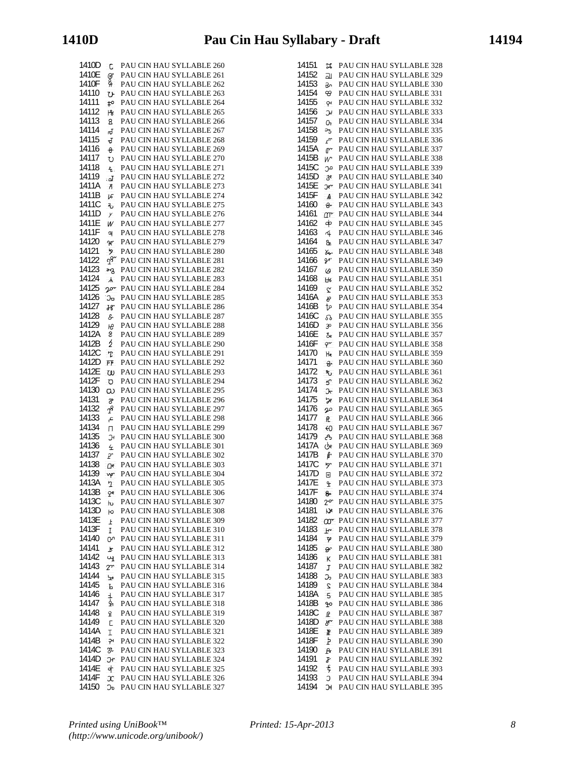| Code | Name |
|---|---|
| 1410D | PAU CIN HAU SYLLABLE 260 |
| 1410E | PAU CIN HAU SYLLABLE 261 |
| 1410F | PAU CIN HAU SYLLABLE 262 |
| 14110 | PAU CIN HAU SYLLABLE 263 |
| 14111 | PAU CIN HAU SYLLABLE 264 |
| 14112 | PAU CIN HAU SYLLABLE 265 |
| 14113 | PAU CIN HAU SYLLABLE 266 |
| 14114 | PAU CIN HAU SYLLABLE 267 |
| 14115 | PAU CIN HAU SYLLABLE 268 |
| 14116 | PAU CIN HAU SYLLABLE 269 |
| 14117 | PAU CIN HAU SYLLABLE 270 |
| 14118 | PAU CIN HAU SYLLABLE 271 |
| 14119 | PAU CIN HAU SYLLABLE 272 |
| 1411A | PAU CIN HAU SYLLABLE 273 |
| 1411B | PAU CIN HAU SYLLABLE 274 |
| 1411C | PAU CIN HAU SYLLABLE 275 |
| 1411D | PAU CIN HAU SYLLABLE 276 |
| 1411E | PAU CIN HAU SYLLABLE 277 |
| 1411F | PAU CIN HAU SYLLABLE 278 |
| 14120 | PAU CIN HAU SYLLABLE 279 |
| 14121 | PAU CIN HAU SYLLABLE 280 |
| 14122 | PAU CIN HAU SYLLABLE 281 |
| 14123 | PAU CIN HAU SYLLABLE 282 |
| 14124 | PAU CIN HAU SYLLABLE 283 |
| 14125 | PAU CIN HAU SYLLABLE 284 |
| 14126 | PAU CIN HAU SYLLABLE 285 |
| 14127 | PAU CIN HAU SYLLABLE 286 |
| 14128 | PAU CIN HAU SYLLABLE 287 |
| 14129 | PAU CIN HAU SYLLABLE 288 |
| 1412A | PAU CIN HAU SYLLABLE 289 |
| 1412B | PAU CIN HAU SYLLABLE 290 |
| 1412C | PAU CIN HAU SYLLABLE 291 |
| 1412D | PAU CIN HAU SYLLABLE 292 |
| 1412E | PAU CIN HAU SYLLABLE 293 |
| 1412F | PAU CIN HAU SYLLABLE 294 |
| 14130 | PAU CIN HAU SYLLABLE 295 |
| 14131 | PAU CIN HAU SYLLABLE 296 |
| 14132 | PAU CIN HAU SYLLABLE 297 |
| 14133 | PAU CIN HAU SYLLABLE 298 |
| 14134 | PAU CIN HAU SYLLABLE 299 |
| 14135 | PAU CIN HAU SYLLABLE 300 |
| 14136 | PAU CIN HAU SYLLABLE 301 |
| 14137 | PAU CIN HAU SYLLABLE 302 |
| 14138 | PAU CIN HAU SYLLABLE 303 |
| 14139 | PAU CIN HAU SYLLABLE 304 |
| 1413A | PAU CIN HAU SYLLABLE 305 |
| 1413B | PAU CIN HAU SYLLABLE 306 |
| 1413C | PAU CIN HAU SYLLABLE 307 |
| 1413D | PAU CIN HAU SYLLABLE 308 |
| 1413E | PAU CIN HAU SYLLABLE 309 |
| 1413F | PAU CIN HAU SYLLABLE 310 |
| 14140 | PAU CIN HAU SYLLABLE 311 |
| 14141 | PAU CIN HAU SYLLABLE 312 |
| 14142 | PAU CIN HAU SYLLABLE 313 |
| 14143 | PAU CIN HAU SYLLABLE 314 |
| 14144 | PAU CIN HAU SYLLABLE 315 |
| 14145 | PAU CIN HAU SYLLABLE 316 |
| 14146 | PAU CIN HAU SYLLABLE 317 |
| 14147 | PAU CIN HAU SYLLABLE 318 |
| 14148 | PAU CIN HAU SYLLABLE 319 |
| 14149 | PAU CIN HAU SYLLABLE 320 |
| 1414A | PAU CIN HAU SYLLABLE 321 |
| 1414B | PAU CIN HAU SYLLABLE 322 |
| 1414C | PAU CIN HAU SYLLABLE 323 |
| 1414D | PAU CIN HAU SYLLABLE 324 |
| 1414E | PAU CIN HAU SYLLABLE 325 |
| 1414F | PAU CIN HAU SYLLABLE 326 |
| 14150 | PAU CIN HAU SYLLABLE 327 |
| 14151 | PAU CIN HAU SYLLABLE 328 |
| 14152 | PAU CIN HAU SYLLABLE 329 |
| 14153 | PAU CIN HAU SYLLABLE 330 |
| 14154 | PAU CIN HAU SYLLABLE 331 |
| 14155 | PAU CIN HAU SYLLABLE 332 |
| 14156 | PAU CIN HAU SYLLABLE 333 |
| 14157 | PAU CIN HAU SYLLABLE 334 |
| 14158 | PAU CIN HAU SYLLABLE 335 |
| 14159 | PAU CIN HAU SYLLABLE 336 |
| 1415A | PAU CIN HAU SYLLABLE 337 |
| 1415B | PAU CIN HAU SYLLABLE 338 |
| 1415C | PAU CIN HAU SYLLABLE 339 |
| 1415D | PAU CIN HAU SYLLABLE 340 |
| 1415E | PAU CIN HAU SYLLABLE 341 |
| 1415F | PAU CIN HAU SYLLABLE 342 |
| 14160 | PAU CIN HAU SYLLABLE 343 |
| 14161 | PAU CIN HAU SYLLABLE 344 |
| 14162 | PAU CIN HAU SYLLABLE 345 |
| 14163 | PAU CIN HAU SYLLABLE 346 |
| 14164 | PAU CIN HAU SYLLABLE 347 |
| 14165 | PAU CIN HAU SYLLABLE 348 |
| 14166 | PAU CIN HAU SYLLABLE 349 |
| 14167 | PAU CIN HAU SYLLABLE 350 |
| 14168 | PAU CIN HAU SYLLABLE 351 |
| 14169 | PAU CIN HAU SYLLABLE 352 |
| 1416A | PAU CIN HAU SYLLABLE 353 |
| 1416B | PAU CIN HAU SYLLABLE 354 |
| 1416C | PAU CIN HAU SYLLABLE 355 |
| 1416D | PAU CIN HAU SYLLABLE 356 |
| 1416E | PAU CIN HAU SYLLABLE 357 |
| 1416F | PAU CIN HAU SYLLABLE 358 |
| 14170 | PAU CIN HAU SYLLABLE 359 |
| 14171 | PAU CIN HAU SYLLABLE 360 |
| 14172 | PAU CIN HAU SYLLABLE 361 |
| 14173 | PAU CIN HAU SYLLABLE 362 |
| 14174 | PAU CIN HAU SYLLABLE 363 |
| 14175 | PAU CIN HAU SYLLABLE 364 |
| 14176 | PAU CIN HAU SYLLABLE 365 |
| 14177 | PAU CIN HAU SYLLABLE 366 |
| 14178 | PAU CIN HAU SYLLABLE 367 |
| 14179 | PAU CIN HAU SYLLABLE 368 |
| 1417A | PAU CIN HAU SYLLABLE 369 |
| 1417B | PAU CIN HAU SYLLABLE 370 |
| 1417C | PAU CIN HAU SYLLABLE 371 |
| 1417D | PAU CIN HAU SYLLABLE 372 |
| 1417E | PAU CIN HAU SYLLABLE 373 |
| 1417F | PAU CIN HAU SYLLABLE 374 |
| 14180 | PAU CIN HAU SYLLABLE 375 |
| 14181 | PAU CIN HAU SYLLABLE 376 |
| 14182 | PAU CIN HAU SYLLABLE 377 |
| 14183 | PAU CIN HAU SYLLABLE 378 |
| 14184 | PAU CIN HAU SYLLABLE 379 |
| 14185 | PAU CIN HAU SYLLABLE 380 |
| 14186 | PAU CIN HAU SYLLABLE 381 |
| 14187 | PAU CIN HAU SYLLABLE 382 |
| 14188 | PAU CIN HAU SYLLABLE 383 |
| 14189 | PAU CIN HAU SYLLABLE 384 |
| 1418A | PAU CIN HAU SYLLABLE 385 |
| 1418B | PAU CIN HAU SYLLABLE 386 |
| 1418C | PAU CIN HAU SYLLABLE 387 |
| 1418D | PAU CIN HAU SYLLABLE 388 |
| 1418E | PAU CIN HAU SYLLABLE 389 |
| 1418F | PAU CIN HAU SYLLABLE 390 |
| 14190 | PAU CIN HAU SYLLABLE 391 |
| 14191 | PAU CIN HAU SYLLABLE 392 |
| 14192 | PAU CIN HAU SYLLABLE 393 |
| 14193 | PAU CIN HAU SYLLABLE 394 |
| 14194 | PAU CIN HAU SYLLABLE 395 |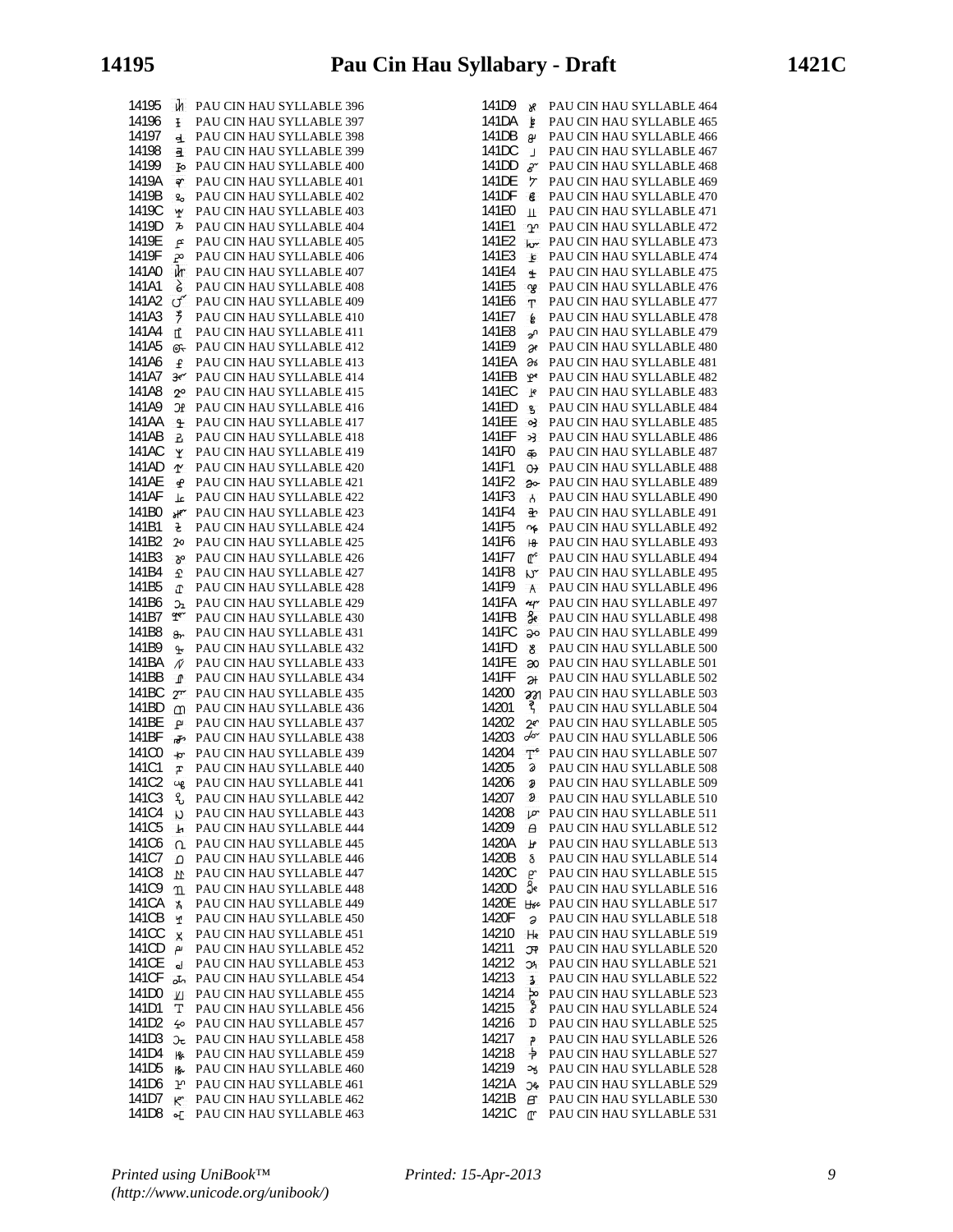| Code | Name |
| --- | --- |
| 14195 | PAU CIN HAU SYLLABLE 396 |
| 14196 | PAU CIN HAU SYLLABLE 397 |
| 14197 | PAU CIN HAU SYLLABLE 398 |
| 14198 | PAU CIN HAU SYLLABLE 399 |
| 14199 | PAU CIN HAU SYLLABLE 400 |
| 1419A | PAU CIN HAU SYLLABLE 401 |
| 1419B | PAU CIN HAU SYLLABLE 402 |
| 1419C | PAU CIN HAU SYLLABLE 403 |
| 1419D | PAU CIN HAU SYLLABLE 404 |
| 1419E | PAU CIN HAU SYLLABLE 405 |
| 1419F | PAU CIN HAU SYLLABLE 406 |
| 141A0 | PAU CIN HAU SYLLABLE 407 |
| 141A1 | PAU CIN HAU SYLLABLE 408 |
| 141A2 | PAU CIN HAU SYLLABLE 409 |
| 141A3 | PAU CIN HAU SYLLABLE 410 |
| 141A4 | PAU CIN HAU SYLLABLE 411 |
| 141A5 | PAU CIN HAU SYLLABLE 412 |
| 141A6 | PAU CIN HAU SYLLABLE 413 |
| 141A7 | PAU CIN HAU SYLLABLE 414 |
| 141A8 | PAU CIN HAU SYLLABLE 415 |
| 141A9 | PAU CIN HAU SYLLABLE 416 |
| 141AA | PAU CIN HAU SYLLABLE 417 |
| 141AB | PAU CIN HAU SYLLABLE 418 |
| 141AC | PAU CIN HAU SYLLABLE 419 |
| 141AD | PAU CIN HAU SYLLABLE 420 |
| 141AE | PAU CIN HAU SYLLABLE 421 |
| 141AF | PAU CIN HAU SYLLABLE 422 |
| 141B0 | PAU CIN HAU SYLLABLE 423 |
| 141B1 | PAU CIN HAU SYLLABLE 424 |
| 141B2 | PAU CIN HAU SYLLABLE 425 |
| 141B3 | PAU CIN HAU SYLLABLE 426 |
| 141B4 | PAU CIN HAU SYLLABLE 427 |
| 141B5 | PAU CIN HAU SYLLABLE 428 |
| 141B6 | PAU CIN HAU SYLLABLE 429 |
| 141B7 | PAU CIN HAU SYLLABLE 430 |
| 141B8 | PAU CIN HAU SYLLABLE 431 |
| 141B9 | PAU CIN HAU SYLLABLE 432 |
| 141BA | PAU CIN HAU SYLLABLE 433 |
| 141BB | PAU CIN HAU SYLLABLE 434 |
| 141BC | PAU CIN HAU SYLLABLE 435 |
| 141BD | PAU CIN HAU SYLLABLE 436 |
| 141BE | PAU CIN HAU SYLLABLE 437 |
| 141BF | PAU CIN HAU SYLLABLE 438 |
| 141C0 | PAU CIN HAU SYLLABLE 439 |
| 141C1 | PAU CIN HAU SYLLABLE 440 |
| 141C2 | PAU CIN HAU SYLLABLE 441 |
| 141C3 | PAU CIN HAU SYLLABLE 442 |
| 141C4 | PAU CIN HAU SYLLABLE 443 |
| 141C5 | PAU CIN HAU SYLLABLE 444 |
| 141C6 | PAU CIN HAU SYLLABLE 445 |
| 141C7 | PAU CIN HAU SYLLABLE 446 |
| 141C8 | PAU CIN HAU SYLLABLE 447 |
| 141C9 | PAU CIN HAU SYLLABLE 448 |
| 141CA | PAU CIN HAU SYLLABLE 449 |
| 141CB | PAU CIN HAU SYLLABLE 450 |
| 141CC | PAU CIN HAU SYLLABLE 451 |
| 141CD | PAU CIN HAU SYLLABLE 452 |
| 141CE | PAU CIN HAU SYLLABLE 453 |
| 141CF | PAU CIN HAU SYLLABLE 454 |
| 141D0 | PAU CIN HAU SYLLABLE 455 |
| 141D1 | PAU CIN HAU SYLLABLE 456 |
| 141D2 | PAU CIN HAU SYLLABLE 457 |
| 141D3 | PAU CIN HAU SYLLABLE 458 |
| 141D4 | PAU CIN HAU SYLLABLE 459 |
| 141D5 | PAU CIN HAU SYLLABLE 460 |
| 141D6 | PAU CIN HAU SYLLABLE 461 |
| 141D7 | PAU CIN HAU SYLLABLE 462 |
| 141D8 | PAU CIN HAU SYLLABLE 463 |
| 141D9 | PAU CIN HAU SYLLABLE 464 |
| 141DA | PAU CIN HAU SYLLABLE 465 |
| 141DB | PAU CIN HAU SYLLABLE 466 |
| 141DC | PAU CIN HAU SYLLABLE 467 |
| 141DD | PAU CIN HAU SYLLABLE 468 |
| 141DE | PAU CIN HAU SYLLABLE 469 |
| 141DF | PAU CIN HAU SYLLABLE 470 |
| 141E0 | PAU CIN HAU SYLLABLE 471 |
| 141E1 | PAU CIN HAU SYLLABLE 472 |
| 141E2 | PAU CIN HAU SYLLABLE 473 |
| 141E3 | PAU CIN HAU SYLLABLE 474 |
| 141E4 | PAU CIN HAU SYLLABLE 475 |
| 141E5 | PAU CIN HAU SYLLABLE 476 |
| 141E6 | PAU CIN HAU SYLLABLE 477 |
| 141E7 | PAU CIN HAU SYLLABLE 478 |
| 141E8 | PAU CIN HAU SYLLABLE 479 |
| 141E9 | PAU CIN HAU SYLLABLE 480 |
| 141EA | PAU CIN HAU SYLLABLE 481 |
| 141EB | PAU CIN HAU SYLLABLE 482 |
| 141EC | PAU CIN HAU SYLLABLE 483 |
| 141ED | PAU CIN HAU SYLLABLE 484 |
| 141EE | PAU CIN HAU SYLLABLE 485 |
| 141EF | PAU CIN HAU SYLLABLE 486 |
| 141F0 | PAU CIN HAU SYLLABLE 487 |
| 141F1 | PAU CIN HAU SYLLABLE 488 |
| 141F2 | PAU CIN HAU SYLLABLE 489 |
| 141F3 | PAU CIN HAU SYLLABLE 490 |
| 141F4 | PAU CIN HAU SYLLABLE 491 |
| 141F5 | PAU CIN HAU SYLLABLE 492 |
| 141F6 | PAU CIN HAU SYLLABLE 493 |
| 141F7 | PAU CIN HAU SYLLABLE 494 |
| 141F8 | PAU CIN HAU SYLLABLE 495 |
| 141F9 | PAU CIN HAU SYLLABLE 496 |
| 141FA | PAU CIN HAU SYLLABLE 497 |
| 141FB | PAU CIN HAU SYLLABLE 498 |
| 141FC | PAU CIN HAU SYLLABLE 499 |
| 141FD | PAU CIN HAU SYLLABLE 500 |
| 141FE | PAU CIN HAU SYLLABLE 501 |
| 141FF | PAU CIN HAU SYLLABLE 502 |
| 14200 | PAU CIN HAU SYLLABLE 503 |
| 14201 | PAU CIN HAU SYLLABLE 504 |
| 14202 | PAU CIN HAU SYLLABLE 505 |
| 14203 | PAU CIN HAU SYLLABLE 506 |
| 14204 | PAU CIN HAU SYLLABLE 507 |
| 14205 | PAU CIN HAU SYLLABLE 508 |
| 14206 | PAU CIN HAU SYLLABLE 509 |
| 14207 | PAU CIN HAU SYLLABLE 510 |
| 14208 | PAU CIN HAU SYLLABLE 511 |
| 14209 | PAU CIN HAU SYLLABLE 512 |
| 1420A | PAU CIN HAU SYLLABLE 513 |
| 1420B | PAU CIN HAU SYLLABLE 514 |
| 1420C | PAU CIN HAU SYLLABLE 515 |
| 1420D | PAU CIN HAU SYLLABLE 516 |
| 1420E | PAU CIN HAU SYLLABLE 517 |
| 1420F | PAU CIN HAU SYLLABLE 518 |
| 14210 | PAU CIN HAU SYLLABLE 519 |
| 14211 | PAU CIN HAU SYLLABLE 520 |
| 14212 | PAU CIN HAU SYLLABLE 521 |
| 14213 | PAU CIN HAU SYLLABLE 522 |
| 14214 | PAU CIN HAU SYLLABLE 523 |
| 14215 | PAU CIN HAU SYLLABLE 524 |
| 14216 | PAU CIN HAU SYLLABLE 525 |
| 14217 | PAU CIN HAU SYLLABLE 526 |
| 14218 | PAU CIN HAU SYLLABLE 527 |
| 14219 | PAU CIN HAU SYLLABLE 528 |
| 1421A | PAU CIN HAU SYLLABLE 529 |
| 1421B | PAU CIN HAU SYLLABLE 530 |
| 1421C | PAU CIN HAU SYLLABLE 531 |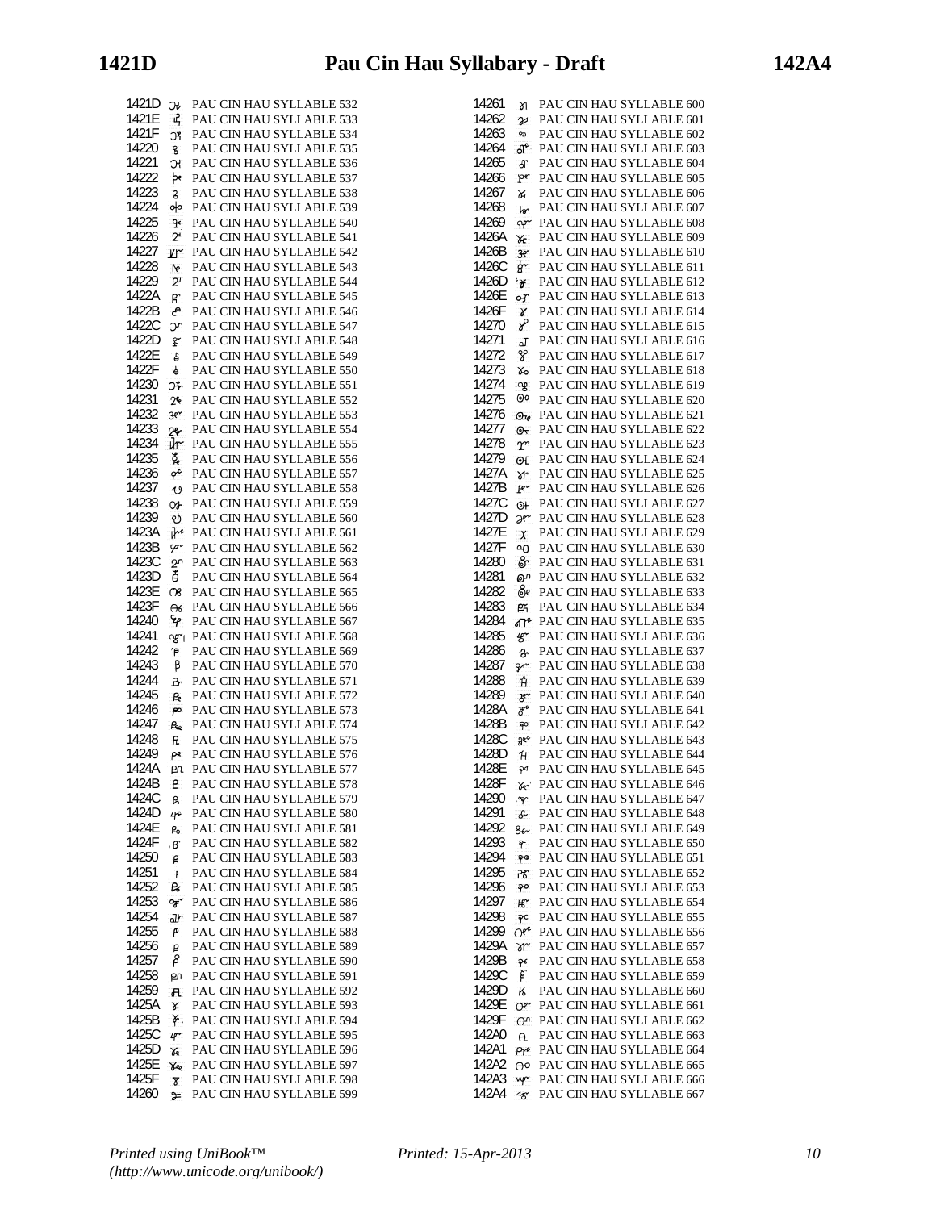1421D PAU CIN HAU SYLLABLE 532
1421E PAU CIN HAU SYLLABLE 533
1421F PAU CIN HAU SYLLABLE 534
14220 PAU CIN HAU SYLLABLE 535
14221 PAU CIN HAU SYLLABLE 536
14222 PAU CIN HAU SYLLABLE 537
14223 PAU CIN HAU SYLLABLE 538
14224 PAU CIN HAU SYLLABLE 539
14225 PAU CIN HAU SYLLABLE 540
14226 PAU CIN HAU SYLLABLE 541
14227 PAU CIN HAU SYLLABLE 542
14228 PAU CIN HAU SYLLABLE 543
14229 PAU CIN HAU SYLLABLE 544
1422A PAU CIN HAU SYLLABLE 545
1422B PAU CIN HAU SYLLABLE 546
1422C PAU CIN HAU SYLLABLE 547
1422D PAU CIN HAU SYLLABLE 548
1422E PAU CIN HAU SYLLABLE 549
1422F PAU CIN HAU SYLLABLE 550
14230 PAU CIN HAU SYLLABLE 551
14231 PAU CIN HAU SYLLABLE 552
14232 PAU CIN HAU SYLLABLE 553
14233 PAU CIN HAU SYLLABLE 554
14234 PAU CIN HAU SYLLABLE 555
14235 PAU CIN HAU SYLLABLE 556
14236 PAU CIN HAU SYLLABLE 557
14237 PAU CIN HAU SYLLABLE 558
14238 PAU CIN HAU SYLLABLE 559
14239 PAU CIN HAU SYLLABLE 560
1423A PAU CIN HAU SYLLABLE 561
1423B PAU CIN HAU SYLLABLE 562
1423C PAU CIN HAU SYLLABLE 563
1423D PAU CIN HAU SYLLABLE 564
1423E PAU CIN HAU SYLLABLE 565
1423F PAU CIN HAU SYLLABLE 566
14240 PAU CIN HAU SYLLABLE 567
14241 PAU CIN HAU SYLLABLE 568
14242 PAU CIN HAU SYLLABLE 569
14243 PAU CIN HAU SYLLABLE 570
14244 PAU CIN HAU SYLLABLE 571
14245 PAU CIN HAU SYLLABLE 572
14246 PAU CIN HAU SYLLABLE 573
14247 PAU CIN HAU SYLLABLE 574
14248 PAU CIN HAU SYLLABLE 575
14249 PAU CIN HAU SYLLABLE 576
1424A PAU CIN HAU SYLLABLE 577
1424B PAU CIN HAU SYLLABLE 578
1424C PAU CIN HAU SYLLABLE 579
1424D PAU CIN HAU SYLLABLE 580
1424E PAU CIN HAU SYLLABLE 581
1424F PAU CIN HAU SYLLABLE 582
14250 PAU CIN HAU SYLLABLE 583
14251 PAU CIN HAU SYLLABLE 584
14252 PAU CIN HAU SYLLABLE 585
14253 PAU CIN HAU SYLLABLE 586
14254 PAU CIN HAU SYLLABLE 587
14255 PAU CIN HAU SYLLABLE 588
14256 PAU CIN HAU SYLLABLE 589
14257 PAU CIN HAU SYLLABLE 590
14258 PAU CIN HAU SYLLABLE 591
14259 PAU CIN HAU SYLLABLE 592
1425A PAU CIN HAU SYLLABLE 593
1425B PAU CIN HAU SYLLABLE 594
1425C PAU CIN HAU SYLLABLE 595
1425D PAU CIN HAU SYLLABLE 596
1425E PAU CIN HAU SYLLABLE 597
1425F PAU CIN HAU SYLLABLE 598
14260 PAU CIN HAU SYLLABLE 599
14261 PAU CIN HAU SYLLABLE 600
14262 PAU CIN HAU SYLLABLE 601
14263 PAU CIN HAU SYLLABLE 602
14264 PAU CIN HAU SYLLABLE 603
14265 PAU CIN HAU SYLLABLE 604
14266 PAU CIN HAU SYLLABLE 605
14267 PAU CIN HAU SYLLABLE 606
14268 PAU CIN HAU SYLLABLE 607
14269 PAU CIN HAU SYLLABLE 608
1426A PAU CIN HAU SYLLABLE 609
1426B PAU CIN HAU SYLLABLE 610
1426C PAU CIN HAU SYLLABLE 611
1426D PAU CIN HAU SYLLABLE 612
1426E PAU CIN HAU SYLLABLE 613
1426F PAU CIN HAU SYLLABLE 614
14270 PAU CIN HAU SYLLABLE 615
14271 PAU CIN HAU SYLLABLE 616
14272 PAU CIN HAU SYLLABLE 617
14273 PAU CIN HAU SYLLABLE 618
14274 PAU CIN HAU SYLLABLE 619
14275 PAU CIN HAU SYLLABLE 620
14276 PAU CIN HAU SYLLABLE 621
14277 PAU CIN HAU SYLLABLE 622
14278 PAU CIN HAU SYLLABLE 623
14279 PAU CIN HAU SYLLABLE 624
1427A PAU CIN HAU SYLLABLE 625
1427B PAU CIN HAU SYLLABLE 626
1427C PAU CIN HAU SYLLABLE 627
1427D PAU CIN HAU SYLLABLE 628
1427E PAU CIN HAU SYLLABLE 629
1427F PAU CIN HAU SYLLABLE 630
14280 PAU CIN HAU SYLLABLE 631
14281 PAU CIN HAU SYLLABLE 632
14282 PAU CIN HAU SYLLABLE 633
14283 PAU CIN HAU SYLLABLE 634
14284 PAU CIN HAU SYLLABLE 635
14285 PAU CIN HAU SYLLABLE 636
14286 PAU CIN HAU SYLLABLE 637
14287 PAU CIN HAU SYLLABLE 638
14288 PAU CIN HAU SYLLABLE 639
14289 PAU CIN HAU SYLLABLE 640
1428A PAU CIN HAU SYLLABLE 641
1428B PAU CIN HAU SYLLABLE 642
1428C PAU CIN HAU SYLLABLE 643
1428D PAU CIN HAU SYLLABLE 644
1428E PAU CIN HAU SYLLABLE 645
1428F PAU CIN HAU SYLLABLE 646
14290 PAU CIN HAU SYLLABLE 647
14291 PAU CIN HAU SYLLABLE 648
14292 PAU CIN HAU SYLLABLE 649
14293 PAU CIN HAU SYLLABLE 650
14294 PAU CIN HAU SYLLABLE 651
14295 PAU CIN HAU SYLLABLE 652
14296 PAU CIN HAU SYLLABLE 653
14297 PAU CIN HAU SYLLABLE 654
14298 PAU CIN HAU SYLLABLE 655
14299 PAU CIN HAU SYLLABLE 656
1429A PAU CIN HAU SYLLABLE 657
1429B PAU CIN HAU SYLLABLE 658
1429C PAU CIN HAU SYLLABLE 659
1429D PAU CIN HAU SYLLABLE 660
1429E PAU CIN HAU SYLLABLE 661
1429F PAU CIN HAU SYLLABLE 662
142A0 PAU CIN HAU SYLLABLE 663
142A1 PAU CIN HAU SYLLABLE 664
142A2 PAU CIN HAU SYLLABLE 665
142A3 PAU CIN HAU SYLLABLE 666
142A4 PAU CIN HAU SYLLABLE 667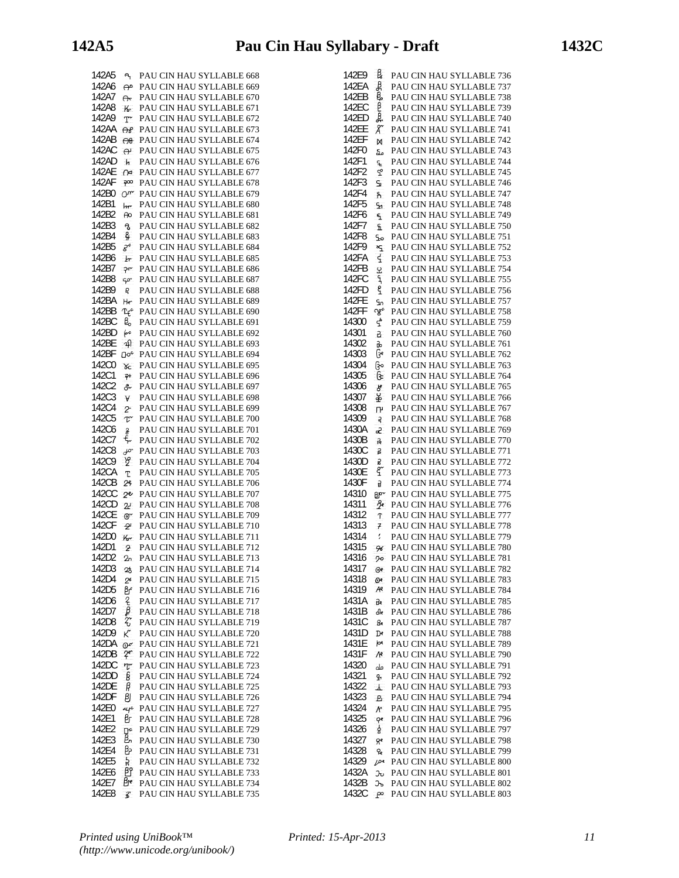142A5 PAU CIN HAU SYLLABLE 668
142A6 PAU CIN HAU SYLLABLE 669
142A7 PAU CIN HAU SYLLABLE 670
142A8 PAU CIN HAU SYLLABLE 671
142A9 PAU CIN HAU SYLLABLE 672
142AA PAU CIN HAU SYLLABLE 673
142AB PAU CIN HAU SYLLABLE 674
142AC PAU CIN HAU SYLLABLE 675
142AD PAU CIN HAU SYLLABLE 676
142AE PAU CIN HAU SYLLABLE 677
142AF PAU CIN HAU SYLLABLE 678
142B0 PAU CIN HAU SYLLABLE 679
142B1 PAU CIN HAU SYLLABLE 680
142B2 PAU CIN HAU SYLLABLE 681
142B3 PAU CIN HAU SYLLABLE 682
142B4 PAU CIN HAU SYLLABLE 683
142B5 PAU CIN HAU SYLLABLE 684
142B6 PAU CIN HAU SYLLABLE 685
142B7 PAU CIN HAU SYLLABLE 686
142B8 PAU CIN HAU SYLLABLE 687
142B9 PAU CIN HAU SYLLABLE 688
142BA PAU CIN HAU SYLLABLE 689
142BB PAU CIN HAU SYLLABLE 690
142BC PAU CIN HAU SYLLABLE 691
142BD PAU CIN HAU SYLLABLE 692
142BE PAU CIN HAU SYLLABLE 693
142BF PAU CIN HAU SYLLABLE 694
142C0 PAU CIN HAU SYLLABLE 695
142C1 PAU CIN HAU SYLLABLE 696
142C2 PAU CIN HAU SYLLABLE 697
142C3 PAU CIN HAU SYLLABLE 698
142C4 PAU CIN HAU SYLLABLE 699
142C5 PAU CIN HAU SYLLABLE 700
142C6 PAU CIN HAU SYLLABLE 701
142C7 PAU CIN HAU SYLLABLE 702
142C8 PAU CIN HAU SYLLABLE 703
142C9 PAU CIN HAU SYLLABLE 704
142CA PAU CIN HAU SYLLABLE 705
142CB PAU CIN HAU SYLLABLE 706
142CC PAU CIN HAU SYLLABLE 707
142CD PAU CIN HAU SYLLABLE 708
142CE PAU CIN HAU SYLLABLE 709
142CF PAU CIN HAU SYLLABLE 710
142D0 PAU CIN HAU SYLLABLE 711
142D1 PAU CIN HAU SYLLABLE 712
142D2 PAU CIN HAU SYLLABLE 713
142D3 PAU CIN HAU SYLLABLE 714
142D4 PAU CIN HAU SYLLABLE 715
142D5 PAU CIN HAU SYLLABLE 716
142D6 PAU CIN HAU SYLLABLE 717
142D7 PAU CIN HAU SYLLABLE 718
142D8 PAU CIN HAU SYLLABLE 719
142D9 PAU CIN HAU SYLLABLE 720
142DA PAU CIN HAU SYLLABLE 721
142DB PAU CIN HAU SYLLABLE 722
142DC PAU CIN HAU SYLLABLE 723
142DD PAU CIN HAU SYLLABLE 724
142DE PAU CIN HAU SYLLABLE 725
142DF PAU CIN HAU SYLLABLE 726
142E0 PAU CIN HAU SYLLABLE 727
142E1 PAU CIN HAU SYLLABLE 728
142E2 PAU CIN HAU SYLLABLE 729
142E3 PAU CIN HAU SYLLABLE 730
142E4 PAU CIN HAU SYLLABLE 731
142E5 PAU CIN HAU SYLLABLE 732
142E6 PAU CIN HAU SYLLABLE 733
142E7 PAU CIN HAU SYLLABLE 734
142E8 PAU CIN HAU SYLLABLE 735
142E9 PAU CIN HAU SYLLABLE 736
142EA PAU CIN HAU SYLLABLE 737
142EB PAU CIN HAU SYLLABLE 738
142EC PAU CIN HAU SYLLABLE 739
142ED PAU CIN HAU SYLLABLE 740
142EE PAU CIN HAU SYLLABLE 741
142EF PAU CIN HAU SYLLABLE 742
142F0 PAU CIN HAU SYLLABLE 743
142F1 PAU CIN HAU SYLLABLE 744
142F2 PAU CIN HAU SYLLABLE 745
142F3 PAU CIN HAU SYLLABLE 746
142F4 PAU CIN HAU SYLLABLE 747
142F5 PAU CIN HAU SYLLABLE 748
142F6 PAU CIN HAU SYLLABLE 749
142F7 PAU CIN HAU SYLLABLE 750
142F8 PAU CIN HAU SYLLABLE 751
142F9 PAU CIN HAU SYLLABLE 752
142FA PAU CIN HAU SYLLABLE 753
142FB PAU CIN HAU SYLLABLE 754
142FC PAU CIN HAU SYLLABLE 755
142FD PAU CIN HAU SYLLABLE 756
142FE PAU CIN HAU SYLLABLE 757
142FF PAU CIN HAU SYLLABLE 758
14300 PAU CIN HAU SYLLABLE 759
14301 PAU CIN HAU SYLLABLE 760
14302 PAU CIN HAU SYLLABLE 761
14303 PAU CIN HAU SYLLABLE 762
14304 PAU CIN HAU SYLLABLE 763
14305 PAU CIN HAU SYLLABLE 764
14306 PAU CIN HAU SYLLABLE 765
14307 PAU CIN HAU SYLLABLE 766
14308 PAU CIN HAU SYLLABLE 767
14309 PAU CIN HAU SYLLABLE 768
1430A PAU CIN HAU SYLLABLE 769
1430B PAU CIN HAU SYLLABLE 770
1430C PAU CIN HAU SYLLABLE 771
1430D PAU CIN HAU SYLLABLE 772
1430E PAU CIN HAU SYLLABLE 773
1430F PAU CIN HAU SYLLABLE 774
14310 PAU CIN HAU SYLLABLE 775
14311 PAU CIN HAU SYLLABLE 776
14312 PAU CIN HAU SYLLABLE 777
14313 PAU CIN HAU SYLLABLE 778
14314 PAU CIN HAU SYLLABLE 779
14315 PAU CIN HAU SYLLABLE 780
14316 PAU CIN HAU SYLLABLE 781
14317 PAU CIN HAU SYLLABLE 782
14318 PAU CIN HAU SYLLABLE 783
14319 PAU CIN HAU SYLLABLE 784
1431A PAU CIN HAU SYLLABLE 785
1431B PAU CIN HAU SYLLABLE 786
1431C PAU CIN HAU SYLLABLE 787
1431D PAU CIN HAU SYLLABLE 788
1431E PAU CIN HAU SYLLABLE 789
1431F PAU CIN HAU SYLLABLE 790
14320 PAU CIN HAU SYLLABLE 791
14321 PAU CIN HAU SYLLABLE 792
14322 PAU CIN HAU SYLLABLE 793
14323 PAU CIN HAU SYLLABLE 794
14324 PAU CIN HAU SYLLABLE 795
14325 PAU CIN HAU SYLLABLE 796
14326 PAU CIN HAU SYLLABLE 797
14327 PAU CIN HAU SYLLABLE 798
14328 PAU CIN HAU SYLLABLE 799
14329 PAU CIN HAU SYLLABLE 800
1432A PAU CIN HAU SYLLABLE 801
1432B PAU CIN HAU SYLLABLE 802
1432C PAU CIN HAU SYLLABLE 803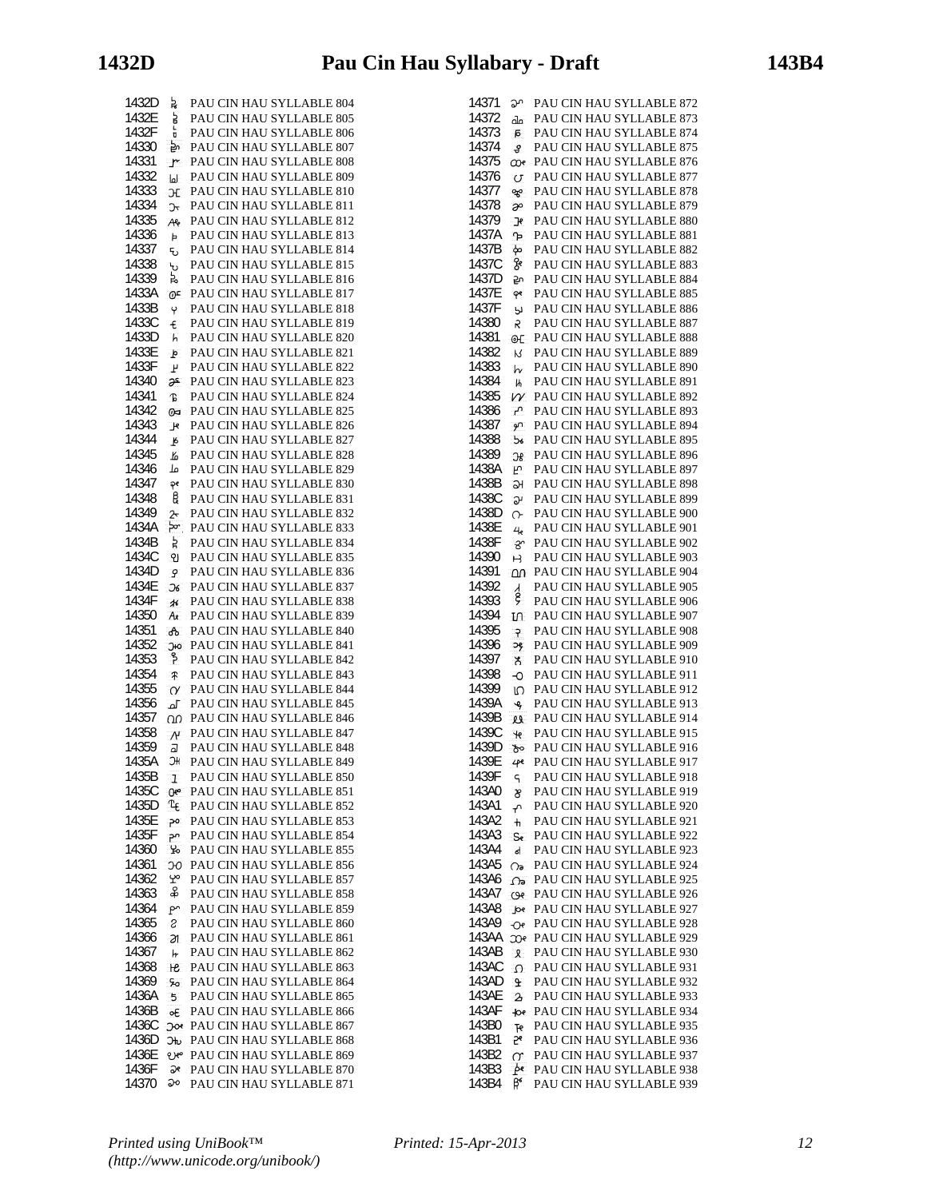| Code | Name |
|---|---|
| 1432D | PAU CIN HAU SYLLABLE 804 |
| 1432E | PAU CIN HAU SYLLABLE 805 |
| 1432F | PAU CIN HAU SYLLABLE 806 |
| 14330 | PAU CIN HAU SYLLABLE 807 |
| 14331 | PAU CIN HAU SYLLABLE 808 |
| 14332 | PAU CIN HAU SYLLABLE 809 |
| 14333 | PAU CIN HAU SYLLABLE 810 |
| 14334 | PAU CIN HAU SYLLABLE 811 |
| 14335 | PAU CIN HAU SYLLABLE 812 |
| 14336 | PAU CIN HAU SYLLABLE 813 |
| 14337 | PAU CIN HAU SYLLABLE 814 |
| 14338 | PAU CIN HAU SYLLABLE 815 |
| 14339 | PAU CIN HAU SYLLABLE 816 |
| 1433A | PAU CIN HAU SYLLABLE 817 |
| 1433B | PAU CIN HAU SYLLABLE 818 |
| 1433C | PAU CIN HAU SYLLABLE 819 |
| 1433D | PAU CIN HAU SYLLABLE 820 |
| 1433E | PAU CIN HAU SYLLABLE 821 |
| 1433F | PAU CIN HAU SYLLABLE 822 |
| 14340 | PAU CIN HAU SYLLABLE 823 |
| 14341 | PAU CIN HAU SYLLABLE 824 |
| 14342 | PAU CIN HAU SYLLABLE 825 |
| 14343 | PAU CIN HAU SYLLABLE 826 |
| 14344 | PAU CIN HAU SYLLABLE 827 |
| 14345 | PAU CIN HAU SYLLABLE 828 |
| 14346 | PAU CIN HAU SYLLABLE 829 |
| 14347 | PAU CIN HAU SYLLABLE 830 |
| 14348 | PAU CIN HAU SYLLABLE 831 |
| 14349 | PAU CIN HAU SYLLABLE 832 |
| 1434A | PAU CIN HAU SYLLABLE 833 |
| 1434B | PAU CIN HAU SYLLABLE 834 |
| 1434C | PAU CIN HAU SYLLABLE 835 |
| 1434D | PAU CIN HAU SYLLABLE 836 |
| 1434E | PAU CIN HAU SYLLABLE 837 |
| 1434F | PAU CIN HAU SYLLABLE 838 |
| 14350 | PAU CIN HAU SYLLABLE 839 |
| 14351 | PAU CIN HAU SYLLABLE 840 |
| 14352 | PAU CIN HAU SYLLABLE 841 |
| 14353 | PAU CIN HAU SYLLABLE 842 |
| 14354 | PAU CIN HAU SYLLABLE 843 |
| 14355 | PAU CIN HAU SYLLABLE 844 |
| 14356 | PAU CIN HAU SYLLABLE 845 |
| 14357 | PAU CIN HAU SYLLABLE 846 |
| 14358 | PAU CIN HAU SYLLABLE 847 |
| 14359 | PAU CIN HAU SYLLABLE 848 |
| 1435A | PAU CIN HAU SYLLABLE 849 |
| 1435B | PAU CIN HAU SYLLABLE 850 |
| 1435C | PAU CIN HAU SYLLABLE 851 |
| 1435D | PAU CIN HAU SYLLABLE 852 |
| 1435E | PAU CIN HAU SYLLABLE 853 |
| 1435F | PAU CIN HAU SYLLABLE 854 |
| 14360 | PAU CIN HAU SYLLABLE 855 |
| 14361 | PAU CIN HAU SYLLABLE 856 |
| 14362 | PAU CIN HAU SYLLABLE 857 |
| 14363 | PAU CIN HAU SYLLABLE 858 |
| 14364 | PAU CIN HAU SYLLABLE 859 |
| 14365 | PAU CIN HAU SYLLABLE 860 |
| 14366 | PAU CIN HAU SYLLABLE 861 |
| 14367 | PAU CIN HAU SYLLABLE 862 |
| 14368 | PAU CIN HAU SYLLABLE 863 |
| 14369 | PAU CIN HAU SYLLABLE 864 |
| 1436A | PAU CIN HAU SYLLABLE 865 |
| 1436B | PAU CIN HAU SYLLABLE 866 |
| 1436C | PAU CIN HAU SYLLABLE 867 |
| 1436D | PAU CIN HAU SYLLABLE 868 |
| 1436E | PAU CIN HAU SYLLABLE 869 |
| 1436F | PAU CIN HAU SYLLABLE 870 |
| 14370 | PAU CIN HAU SYLLABLE 871 |
| 14371 | PAU CIN HAU SYLLABLE 872 |
| 14372 | PAU CIN HAU SYLLABLE 873 |
| 14373 | PAU CIN HAU SYLLABLE 874 |
| 14374 | PAU CIN HAU SYLLABLE 875 |
| 14375 | PAU CIN HAU SYLLABLE 876 |
| 14376 | PAU CIN HAU SYLLABLE 877 |
| 14377 | PAU CIN HAU SYLLABLE 878 |
| 14378 | PAU CIN HAU SYLLABLE 879 |
| 14379 | PAU CIN HAU SYLLABLE 880 |
| 1437A | PAU CIN HAU SYLLABLE 881 |
| 1437B | PAU CIN HAU SYLLABLE 882 |
| 1437C | PAU CIN HAU SYLLABLE 883 |
| 1437D | PAU CIN HAU SYLLABLE 884 |
| 1437E | PAU CIN HAU SYLLABLE 885 |
| 1437F | PAU CIN HAU SYLLABLE 886 |
| 14380 | PAU CIN HAU SYLLABLE 887 |
| 14381 | PAU CIN HAU SYLLABLE 888 |
| 14382 | PAU CIN HAU SYLLABLE 889 |
| 14383 | PAU CIN HAU SYLLABLE 890 |
| 14384 | PAU CIN HAU SYLLABLE 891 |
| 14385 | PAU CIN HAU SYLLABLE 892 |
| 14386 | PAU CIN HAU SYLLABLE 893 |
| 14387 | PAU CIN HAU SYLLABLE 894 |
| 14388 | PAU CIN HAU SYLLABLE 895 |
| 14389 | PAU CIN HAU SYLLABLE 896 |
| 1438A | PAU CIN HAU SYLLABLE 897 |
| 1438B | PAU CIN HAU SYLLABLE 898 |
| 1438C | PAU CIN HAU SYLLABLE 899 |
| 1438D | PAU CIN HAU SYLLABLE 900 |
| 1438E | PAU CIN HAU SYLLABLE 901 |
| 1438F | PAU CIN HAU SYLLABLE 902 |
| 14390 | PAU CIN HAU SYLLABLE 903 |
| 14391 | PAU CIN HAU SYLLABLE 904 |
| 14392 | PAU CIN HAU SYLLABLE 905 |
| 14393 | PAU CIN HAU SYLLABLE 906 |
| 14394 | PAU CIN HAU SYLLABLE 907 |
| 14395 | PAU CIN HAU SYLLABLE 908 |
| 14396 | PAU CIN HAU SYLLABLE 909 |
| 14397 | PAU CIN HAU SYLLABLE 910 |
| 14398 | PAU CIN HAU SYLLABLE 911 |
| 14399 | PAU CIN HAU SYLLABLE 912 |
| 1439A | PAU CIN HAU SYLLABLE 913 |
| 1439B | PAU CIN HAU SYLLABLE 914 |
| 1439C | PAU CIN HAU SYLLABLE 915 |
| 1439D | PAU CIN HAU SYLLABLE 916 |
| 1439E | PAU CIN HAU SYLLABLE 917 |
| 1439F | PAU CIN HAU SYLLABLE 918 |
| 143A0 | PAU CIN HAU SYLLABLE 919 |
| 143A1 | PAU CIN HAU SYLLABLE 920 |
| 143A2 | PAU CIN HAU SYLLABLE 921 |
| 143A3 | PAU CIN HAU SYLLABLE 922 |
| 143A4 | PAU CIN HAU SYLLABLE 923 |
| 143A5 | PAU CIN HAU SYLLABLE 924 |
| 143A6 | PAU CIN HAU SYLLABLE 925 |
| 143A7 | PAU CIN HAU SYLLABLE 926 |
| 143A8 | PAU CIN HAU SYLLABLE 927 |
| 143A9 | PAU CIN HAU SYLLABLE 928 |
| 143AA | PAU CIN HAU SYLLABLE 929 |
| 143AB | PAU CIN HAU SYLLABLE 930 |
| 143AC | PAU CIN HAU SYLLABLE 931 |
| 143AD | PAU CIN HAU SYLLABLE 932 |
| 143AE | PAU CIN HAU SYLLABLE 933 |
| 143AF | PAU CIN HAU SYLLABLE 934 |
| 143B0 | PAU CIN HAU SYLLABLE 935 |
| 143B1 | PAU CIN HAU SYLLABLE 936 |
| 143B2 | PAU CIN HAU SYLLABLE 937 |
| 143B3 | PAU CIN HAU SYLLABLE 938 |
| 143B4 | PAU CIN HAU SYLLABLE 939 |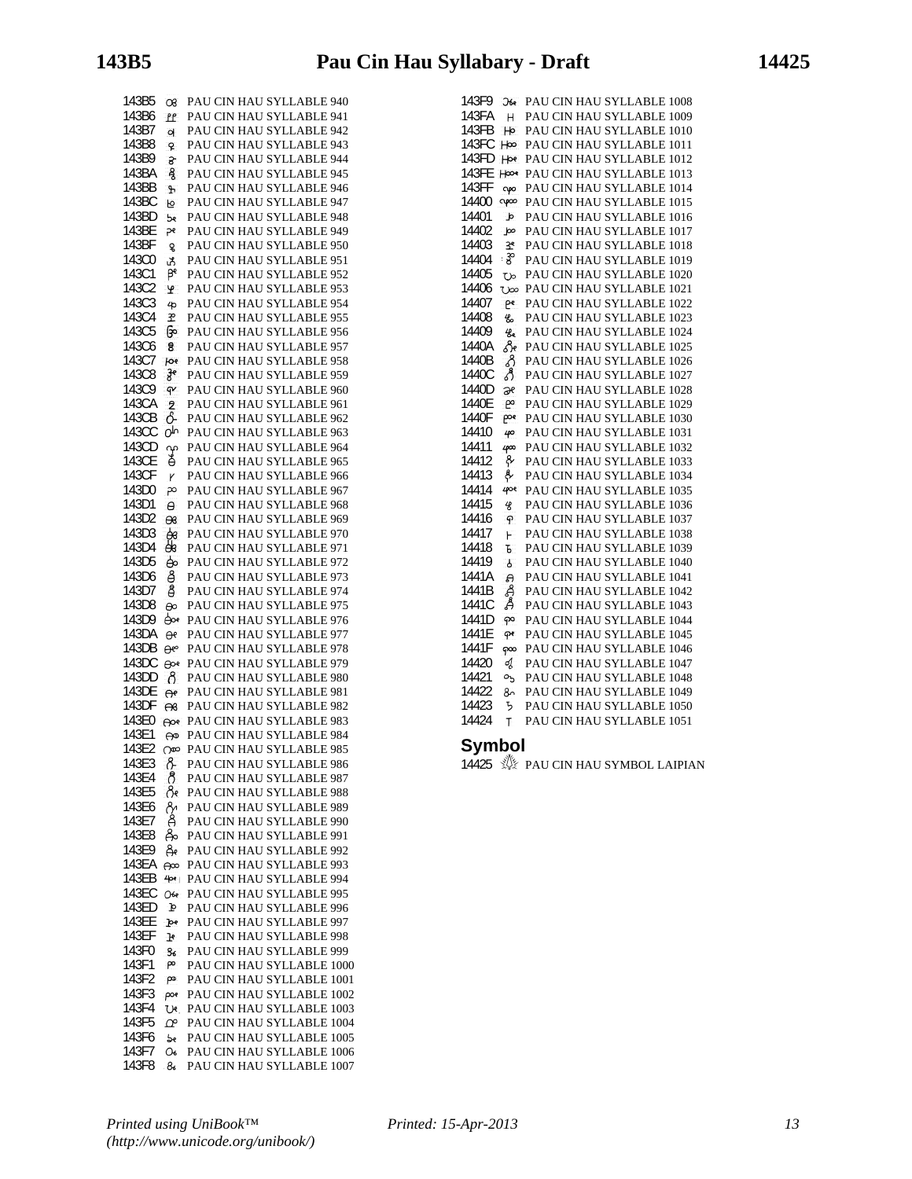143B5 PAU CIN HAU SYLLABLE 940
143B6 PAU CIN HAU SYLLABLE 941
143B7 PAU CIN HAU SYLLABLE 942
143B8 PAU CIN HAU SYLLABLE 943
143B9 PAU CIN HAU SYLLABLE 944
143BA PAU CIN HAU SYLLABLE 945
143BB PAU CIN HAU SYLLABLE 946
143BC PAU CIN HAU SYLLABLE 947
143BD PAU CIN HAU SYLLABLE 948
143BE PAU CIN HAU SYLLABLE 949
143BF PAU CIN HAU SYLLABLE 950
143C0 PAU CIN HAU SYLLABLE 951
143C1 PAU CIN HAU SYLLABLE 952
143C2 PAU CIN HAU SYLLABLE 953
143C3 PAU CIN HAU SYLLABLE 954
143C4 PAU CIN HAU SYLLABLE 955
143C5 PAU CIN HAU SYLLABLE 956
143C6 PAU CIN HAU SYLLABLE 957
143C7 PAU CIN HAU SYLLABLE 958
143C8 PAU CIN HAU SYLLABLE 959
143C9 PAU CIN HAU SYLLABLE 960
143CA PAU CIN HAU SYLLABLE 961
143CB PAU CIN HAU SYLLABLE 962
143CC PAU CIN HAU SYLLABLE 963
143CD PAU CIN HAU SYLLABLE 964
143CE PAU CIN HAU SYLLABLE 965
143CF PAU CIN HAU SYLLABLE 966
143D0 PAU CIN HAU SYLLABLE 967
143D1 PAU CIN HAU SYLLABLE 968
143D2 PAU CIN HAU SYLLABLE 969
143D3 PAU CIN HAU SYLLABLE 970
143D4 PAU CIN HAU SYLLABLE 971
143D5 PAU CIN HAU SYLLABLE 972
143D6 PAU CIN HAU SYLLABLE 973
143D7 PAU CIN HAU SYLLABLE 974
143D8 PAU CIN HAU SYLLABLE 975
143D9 PAU CIN HAU SYLLABLE 976
143DA PAU CIN HAU SYLLABLE 977
143DB PAU CIN HAU SYLLABLE 978
143DC PAU CIN HAU SYLLABLE 979
143DD PAU CIN HAU SYLLABLE 980
143DE PAU CIN HAU SYLLABLE 981
143DF PAU CIN HAU SYLLABLE 982
143E0 PAU CIN HAU SYLLABLE 983
143E1 PAU CIN HAU SYLLABLE 984
143E2 PAU CIN HAU SYLLABLE 985
143E3 PAU CIN HAU SYLLABLE 986
143E4 PAU CIN HAU SYLLABLE 987
143E5 PAU CIN HAU SYLLABLE 988
143E6 PAU CIN HAU SYLLABLE 989
143E7 PAU CIN HAU SYLLABLE 990
143E8 PAU CIN HAU SYLLABLE 991
143E9 PAU CIN HAU SYLLABLE 992
143EA PAU CIN HAU SYLLABLE 993
143EB PAU CIN HAU SYLLABLE 994
143EC PAU CIN HAU SYLLABLE 995
143ED PAU CIN HAU SYLLABLE 996
143EE PAU CIN HAU SYLLABLE 997
143EF PAU CIN HAU SYLLABLE 998
143F0 PAU CIN HAU SYLLABLE 999
143F1 PAU CIN HAU SYLLABLE 1000
143F2 PAU CIN HAU SYLLABLE 1001
143F3 PAU CIN HAU SYLLABLE 1002
143F4 PAU CIN HAU SYLLABLE 1003
143F5 PAU CIN HAU SYLLABLE 1004
143F6 PAU CIN HAU SYLLABLE 1005
143F7 PAU CIN HAU SYLLABLE 1006
143F8 PAU CIN HAU SYLLABLE 1007
143F9 PAU CIN HAU SYLLABLE 1008
143FA PAU CIN HAU SYLLABLE 1009
143FB PAU CIN HAU SYLLABLE 1010
143FC PAU CIN HAU SYLLABLE 1011
143FD PAU CIN HAU SYLLABLE 1012
143FE PAU CIN HAU SYLLABLE 1013
143FF PAU CIN HAU SYLLABLE 1014
14400 PAU CIN HAU SYLLABLE 1015
14401 PAU CIN HAU SYLLABLE 1016
14402 PAU CIN HAU SYLLABLE 1017
14403 PAU CIN HAU SYLLABLE 1018
14404 PAU CIN HAU SYLLABLE 1019
14405 PAU CIN HAU SYLLABLE 1020
14406 PAU CIN HAU SYLLABLE 1021
14407 PAU CIN HAU SYLLABLE 1022
14408 PAU CIN HAU SYLLABLE 1023
14409 PAU CIN HAU SYLLABLE 1024
1440A PAU CIN HAU SYLLABLE 1025
1440B PAU CIN HAU SYLLABLE 1026
1440C PAU CIN HAU SYLLABLE 1027
1440D PAU CIN HAU SYLLABLE 1028
1440E PAU CIN HAU SYLLABLE 1029
1440F PAU CIN HAU SYLLABLE 1030
14410 PAU CIN HAU SYLLABLE 1031
14411 PAU CIN HAU SYLLABLE 1032
14412 PAU CIN HAU SYLLABLE 1033
14413 PAU CIN HAU SYLLABLE 1034
14414 PAU CIN HAU SYLLABLE 1035
14415 PAU CIN HAU SYLLABLE 1036
14416 PAU CIN HAU SYLLABLE 1037
14417 PAU CIN HAU SYLLABLE 1038
14418 PAU CIN HAU SYLLABLE 1039
14419 PAU CIN HAU SYLLABLE 1040
1441A PAU CIN HAU SYLLABLE 1041
1441B PAU CIN HAU SYLLABLE 1042
1441C PAU CIN HAU SYLLABLE 1043
1441D PAU CIN HAU SYLLABLE 1044
1441E PAU CIN HAU SYLLABLE 1045
1441F PAU CIN HAU SYLLABLE 1046
14420 PAU CIN HAU SYLLABLE 1047
14421 PAU CIN HAU SYLLABLE 1048
14422 PAU CIN HAU SYLLABLE 1049
14423 PAU CIN HAU SYLLABLE 1050
14424 PAU CIN HAU SYLLABLE 1051

## Symbol

14425 PAU CIN HAU SYMBOL LAIPIAN